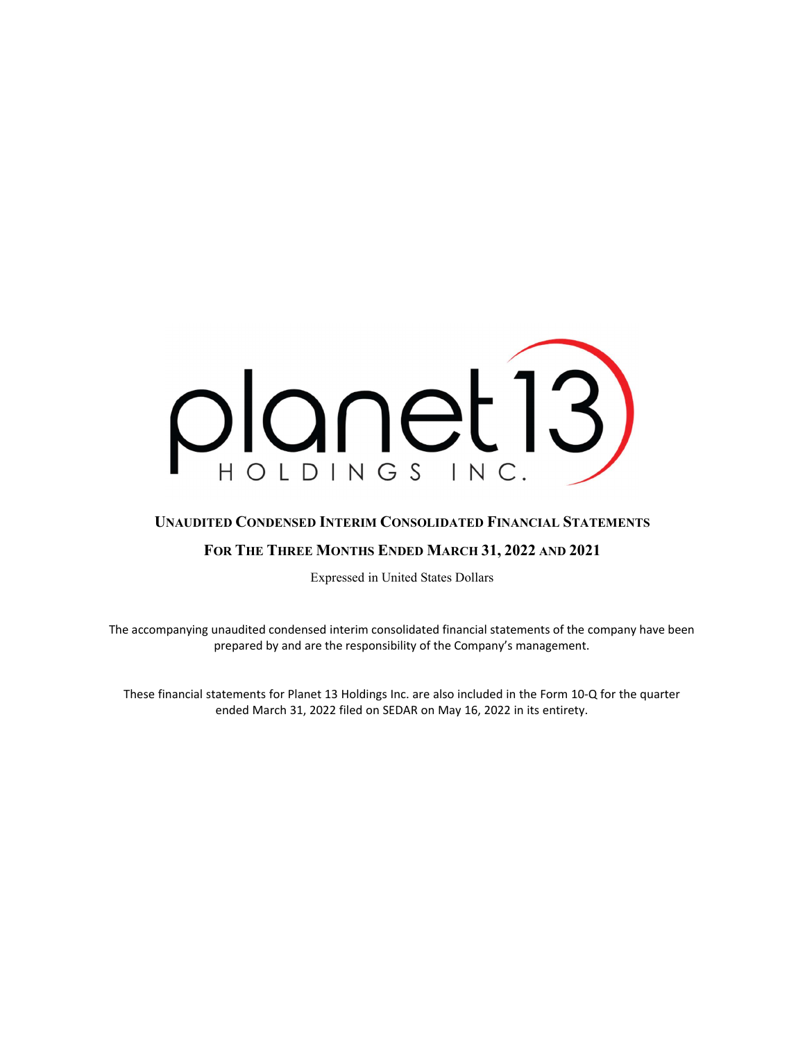planet13

HOLDINGS INC.

# UNAUDITED CONDENSED INTERIM CONSOLIDATED FINANCIAL STATEMENTS

## FOR THE THREE MONTHS ENDED MARCH 31, 2022 AND 2021

Expressed in United States Dollars

The accompanying unaudited condensed interim consolidated financial statements of the company have been prepared by and are the responsibility of the Company's management.

These financial statements for Planet 13 Holdings Inc. are also included in the Form 10-Q for the quarter ended March 31, 2022 filed on SEDAR on May 16, 2022 in its entirety.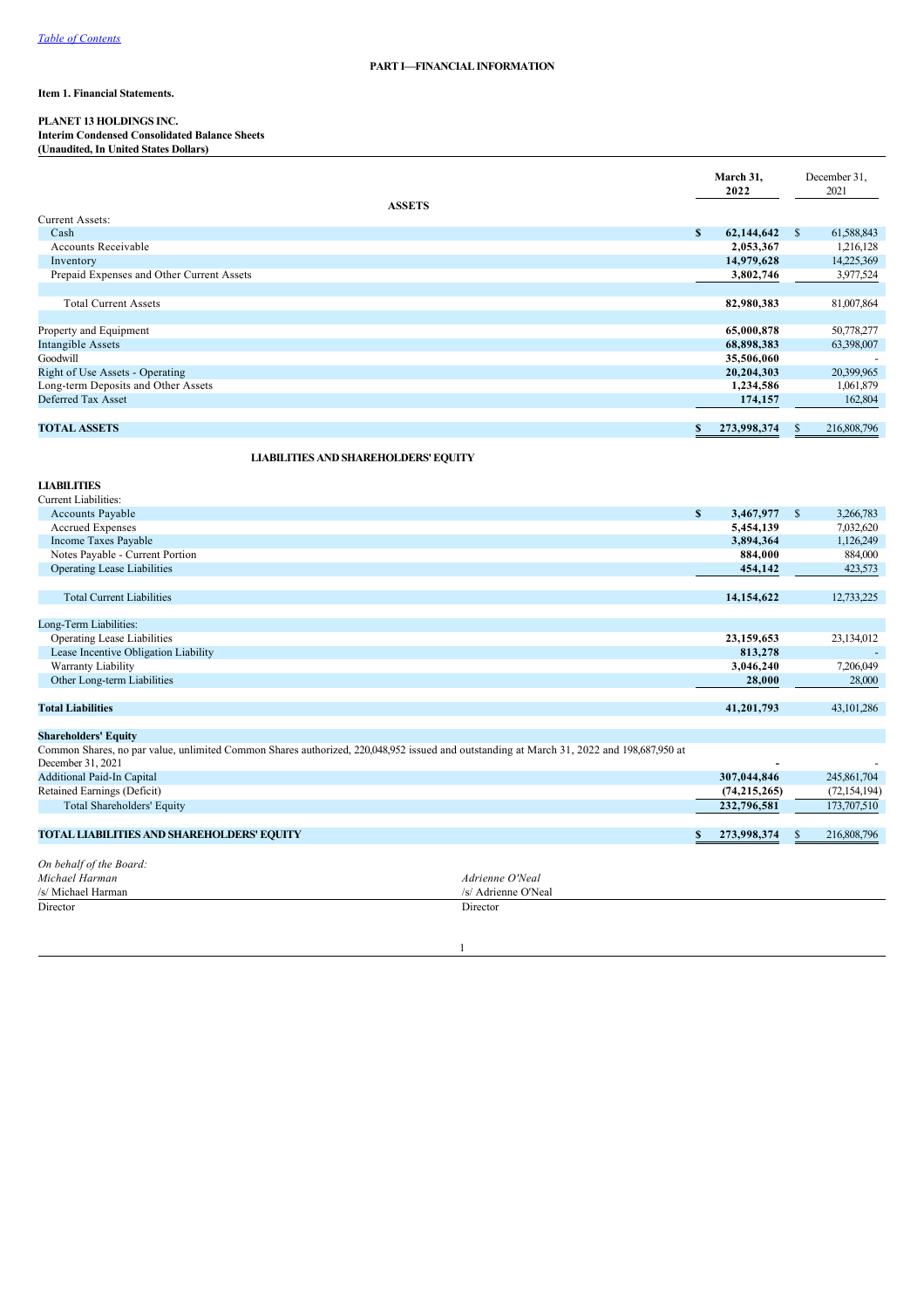[Table of Contents](#)

## PART I—FINANCIAL INFORMATION

### Item 1. Financial Statements.

**PLANET 13 HOLDINGS INC.**
**Interim Condensed Consolidated Balance Sheets**
**(Unaudited, In United States Dollars)**

| | March 31, 2022 | December 31, 2021 |
|---|---|---|
| **ASSETS** | | |
| Current Assets: | | |
| Cash | $ 62,144,642 | $ 61,588,843 |
| Accounts Receivable | 2,053,367 | 1,216,128 |
| Inventory | 14,979,628 | 14,225,369 |
| Prepaid Expenses and Other Current Assets | 3,802,746 | 3,977,524 |
| Total Current Assets | 82,980,383 | 81,007,864 |
| Property and Equipment | 65,000,878 | 50,778,277 |
| Intangible Assets | 68,898,383 | 63,398,007 |
| Goodwill | 35,506,060 | - |
| Right of Use Assets - Operating | 20,204,303 | 20,399,965 |
| Long-term Deposits and Other Assets | 1,234,586 | 1,061,879 |
| Deferred Tax Asset | 174,157 | 162,804 |
| **TOTAL ASSETS** | $ 273,998,374 | $ 216,808,796 |
| **LIABILITIES AND SHAREHOLDERS' EQUITY** | | |
| **LIABILITIES** | | |
| Current Liabilities: | | |
| Accounts Payable | $ 3,467,977 | $ 3,266,783 |
| Accrued Expenses | 5,454,139 | 7,032,620 |
| Income Taxes Payable | 3,894,364 | 1,126,249 |
| Notes Payable - Current Portion | 884,000 | 884,000 |
| Operating Lease Liabilities | 454,142 | 423,573 |
| Total Current Liabilities | 14,154,622 | 12,733,225 |
| Long-Term Liabilities: | | |
| Operating Lease Liabilities | 23,159,653 | 23,134,012 |
| Lease Incentive Obligation Liability | 813,278 | - |
| Warranty Liability | 3,046,240 | 7,206,049 |
| Other Long-term Liabilities | 28,000 | 28,000 |
| **Total Liabilities** | 41,201,793 | 43,101,286 |
| **Shareholders' Equity** | | |
| Common Shares, no par value, unlimited Common Shares authorized, 220,048,952 issued and outstanding at March 31, 2022 and 198,687,950 at December 31, 2021 | - | - |
| Additional Paid-In Capital | 307,044,846 | 245,861,704 |
| Retained Earnings (Deficit) | (74,215,265) | (72,154,194) |
| Total Shareholders' Equity | 232,796,581 | 173,707,510 |
| **TOTAL LIABILITIES AND SHAREHOLDERS' EQUITY** | $ 273,998,374 | $ 216,808,796 |

*On behalf of the Board:*

| *Michael Harman* | *Adrienne O'Neal* |
|---|---|
| /s/ Michael Harman | /s/ Adrienne O'Neal |
| Director | Director |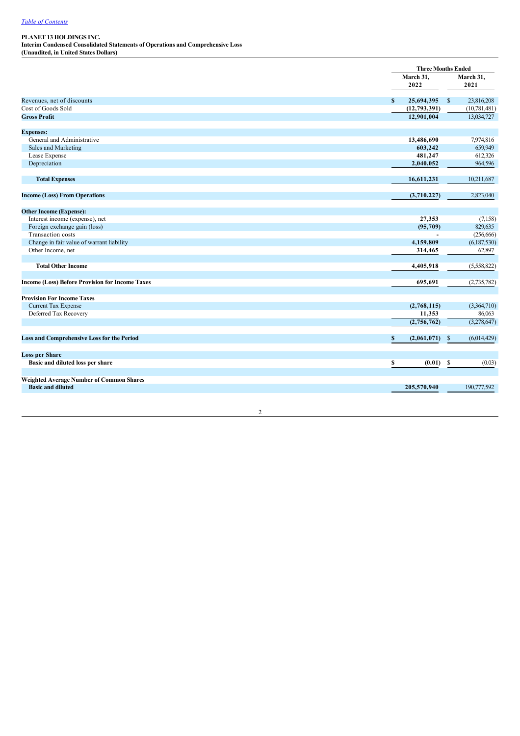[Table of Contents](#)

**PLANET 13 HOLDINGS INC.**
**Interim Condensed Consolidated Statements of Operations and Comprehensive Loss**
**(Unaudited, in United States Dollars)**

| | Three Months Ended | |
|---|---|---|
| | **March 31, 2022** | **March 31, 2021** |
| Revenues, net of discounts | **$ 25,694,395** | $ 23,816,208 |
| Cost of Goods Sold | **(12,793,391)** | (10,781,481) |
| **Gross Profit** | **12,901,004** | 13,034,727 |
| **Expenses:** | | |
| General and Administrative | **13,486,690** | 7,974,816 |
| Sales and Marketing | **603,242** | 659,949 |
| Lease Expense | **481,247** | 612,326 |
| Depreciation | **2,040,052** | 964,596 |
| **Total Expenses** | **16,611,231** | 10,211,687 |
| **Income (Loss) From Operations** | **(3,710,227)** | 2,823,040 |
| **Other Income (Expense):** | | |
| Interest income (expense), net | **27,353** | (7,158) |
| Foreign exchange gain (loss) | **(95,709)** | 829,635 |
| Transaction costs | **-** | (256,666) |
| Change in fair value of warrant liability | **4,159,809** | (6,187,530) |
| Other Income, net | **314,465** | 62,897 |
| **Total Other Income** | **4,405,918** | (5,558,822) |
| **Income (Loss) Before Provision for Income Taxes** | **695,691** | (2,735,782) |
| **Provision For Income Taxes** | | |
| Current Tax Expense | **(2,768,115)** | (3,364,710) |
| Deferred Tax Recovery | **11,353** | 86,063 |
| | **(2,756,762)** | (3,278,647) |
| **Loss and Comprehensive Loss for the Period** | **$ (2,061,071)** | $ (6,014,429) |
| **Loss per Share** | | |
| **Basic and diluted loss per share** | **$ (0.01)** | $ (0.03) |
| **Weighted Average Number of Common Shares** | | |
| **Basic and diluted** | **205,570,940** | 190,777,592 |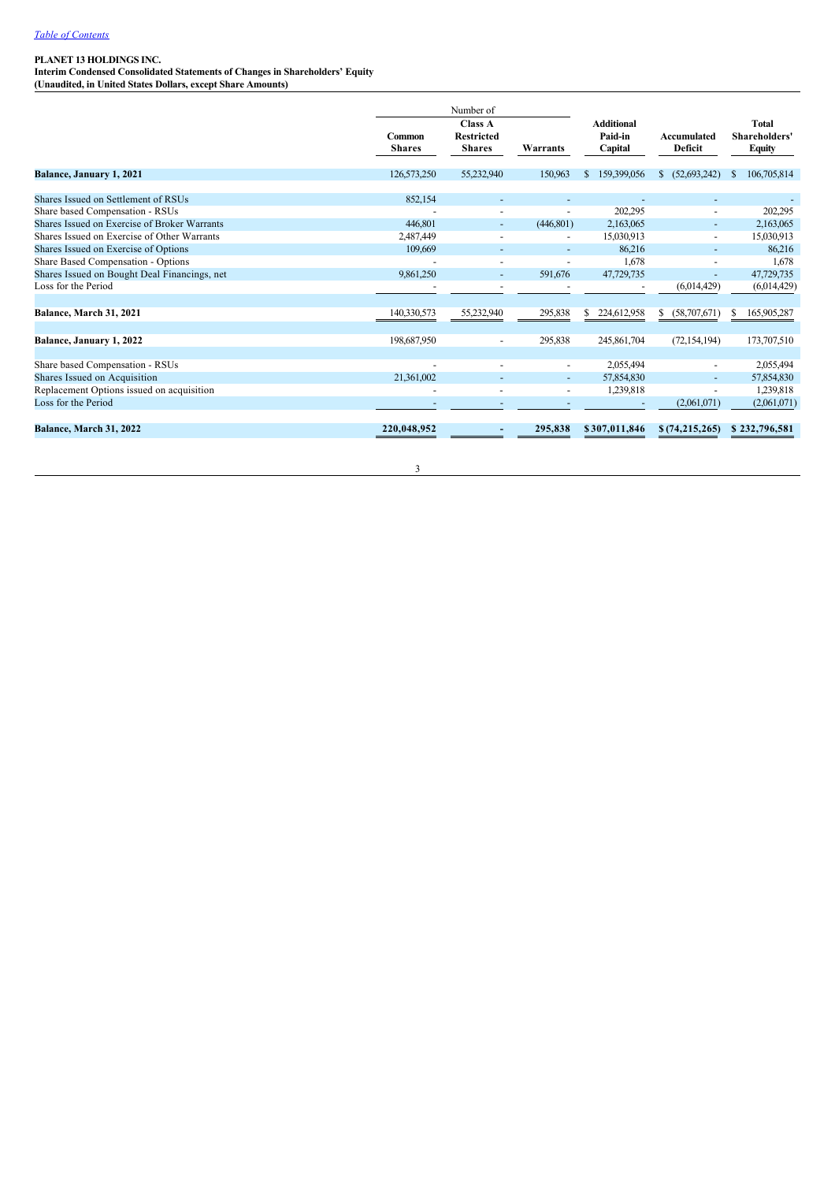[Table of Contents](#)

**PLANET 13 HOLDINGS INC.**
**Interim Condensed Consolidated Statements of Changes in Shareholders' Equity**
**(Unaudited, in United States Dollars, except Share Amounts)**

| | Number of | | | | | |
|---|---|---|---|---|---|---|
| | Common Shares | Class A Restricted Shares | Warrants | Additional Paid-in Capital | Accumulated Deficit | Total Shareholders' Equity |
| **Balance, January 1, 2021** | 126,573,250 | 55,232,940 | 150,963 | $ 159,399,056 | $ (52,693,242) | $ 106,705,814 |
| Shares Issued on Settlement of RSUs | 852,154 | - | - | - | - | - |
| Share based Compensation - RSUs | - | - | - | 202,295 | - | 202,295 |
| Shares Issued on Exercise of Broker Warrants | 446,801 | - | (446,801) | 2,163,065 | - | 2,163,065 |
| Shares Issued on Exercise of Other Warrants | 2,487,449 | - | - | 15,030,913 | - | 15,030,913 |
| Shares Issued on Exercise of Options | 109,669 | - | - | 86,216 | - | 86,216 |
| Share Based Compensation - Options | - | - | - | 1,678 | - | 1,678 |
| Shares Issued on Bought Deal Financings, net | 9,861,250 | - | 591,676 | 47,729,735 | - | 47,729,735 |
| Loss for the Period | - | - | - | - | (6,014,429) | (6,014,429) |
| **Balance, March 31, 2021** | 140,330,573 | 55,232,940 | 295,838 | $ 224,612,958 | $ (58,707,671) | $ 165,905,287 |
| **Balance, January 1, 2022** | 198,687,950 | - | 295,838 | 245,861,704 | (72,154,194) | 173,707,510 |
| Share based Compensation - RSUs | - | - | - | 2,055,494 | - | 2,055,494 |
| Shares Issued on Acquisition | 21,361,002 | - | - | 57,854,830 | - | 57,854,830 |
| Replacement Options issued on acquisition | - | - | - | 1,239,818 | - | 1,239,818 |
| Loss for the Period | - | - | - | - | (2,061,071) | (2,061,071) |
| **Balance, March 31, 2022** | **220,048,952** | **-** | **295,838** | **$ 307,011,846** | **$ (74,215,265)** | **$ 232,796,581** |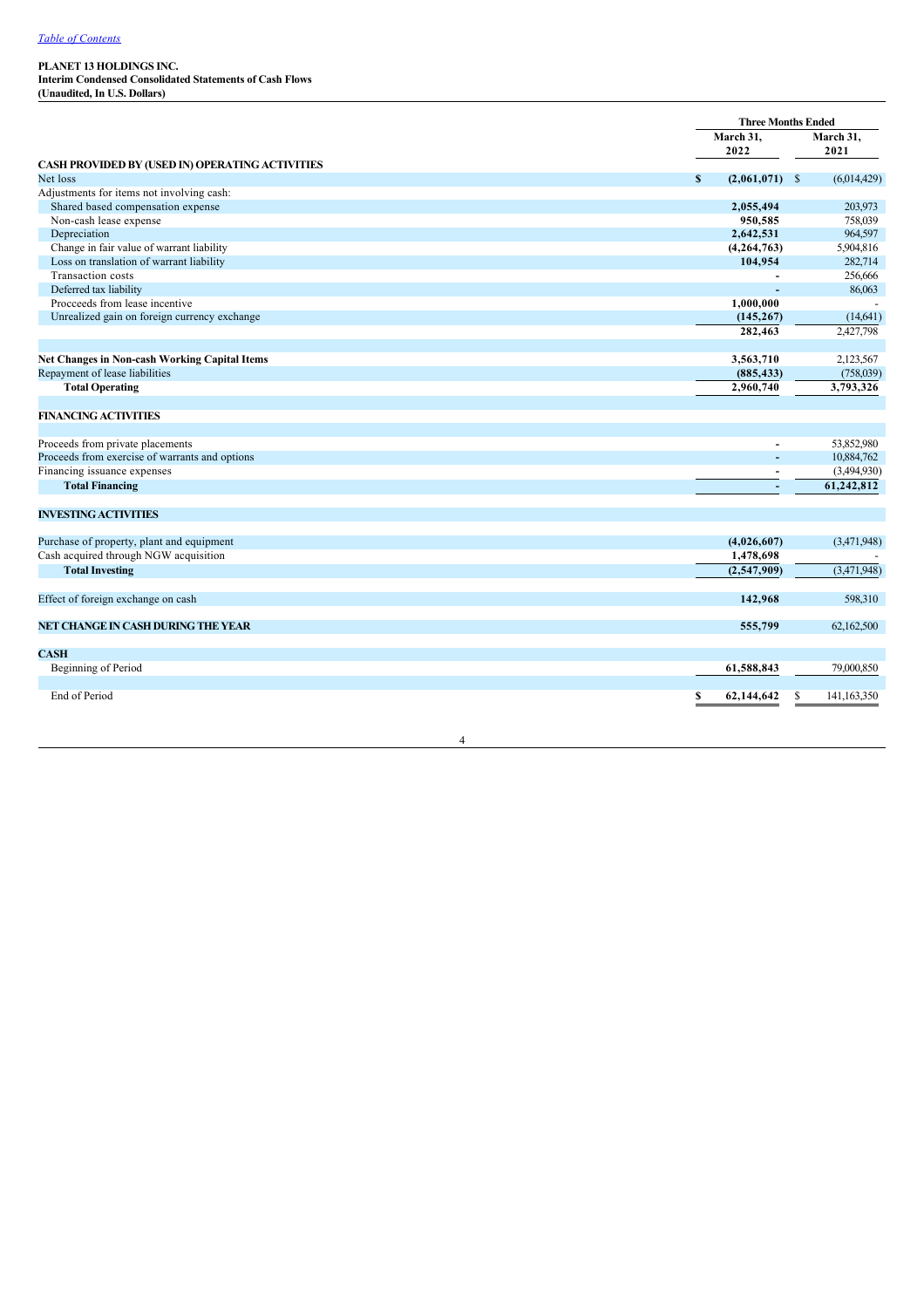[Table of Contents](#)

**PLANET 13 HOLDINGS INC.**
**Interim Condensed Consolidated Statements of Cash Flows**
**(Unaudited, In U.S. Dollars)**

| | Three Months Ended | |
|---|---|---|
| | March 31, 2022 | March 31, 2021 |
| **CASH PROVIDED BY (USED IN) OPERATING ACTIVITIES** | | |
| Net loss | $ (2,061,071) | $ (6,014,429) |
| Adjustments for items not involving cash: | | |
| Shared based compensation expense | 2,055,494 | 203,973 |
| Non-cash lease expense | 950,585 | 758,039 |
| Depreciation | 2,642,531 | 964,597 |
| Change in fair value of warrant liability | (4,264,763) | 5,904,816 |
| Loss on translation of warrant liability | 104,954 | 282,714 |
| Transaction costs | - | 256,666 |
| Deferred tax liability | - | 86,063 |
| Procceeds from lease incentive | 1,000,000 | - |
| Unrealized gain on foreign currency exchange | (145,267) | (14,641) |
| | 282,463 | 2,427,798 |
| | | |
| **Net Changes in Non-cash Working Capital Items** | 3,563,710 | 2,123,567 |
| Repayment of lease liabilities | (885,433) | (758,039) |
| **Total Operating** | 2,960,740 | 3,793,326 |
| | | |
| **FINANCING ACTIVITIES** | | |
| | | |
| Proceeds from private placements | - | 53,852,980 |
| Proceeds from exercise of warrants and options | - | 10,884,762 |
| Financing issuance expenses | - | (3,494,930) |
| **Total Financing** | - | 61,242,812 |
| | | |
| **INVESTING ACTIVITIES** | | |
| | | |
| Purchase of property, plant and equipment | (4,026,607) | (3,471,948) |
| Cash acquired through NGW acquisition | 1,478,698 | - |
| **Total Investing** | (2,547,909) | (3,471,948) |
| | | |
| Effect of foreign exchange on cash | 142,968 | 598,310 |
| | | |
| **NET CHANGE IN CASH DURING THE YEAR** | 555,799 | 62,162,500 |
| | | |
| **CASH** | | |
| Beginning of Period | 61,588,843 | 79,000,850 |
| | | |
| End of Period | $ 62,144,642 | $ 141,163,350 |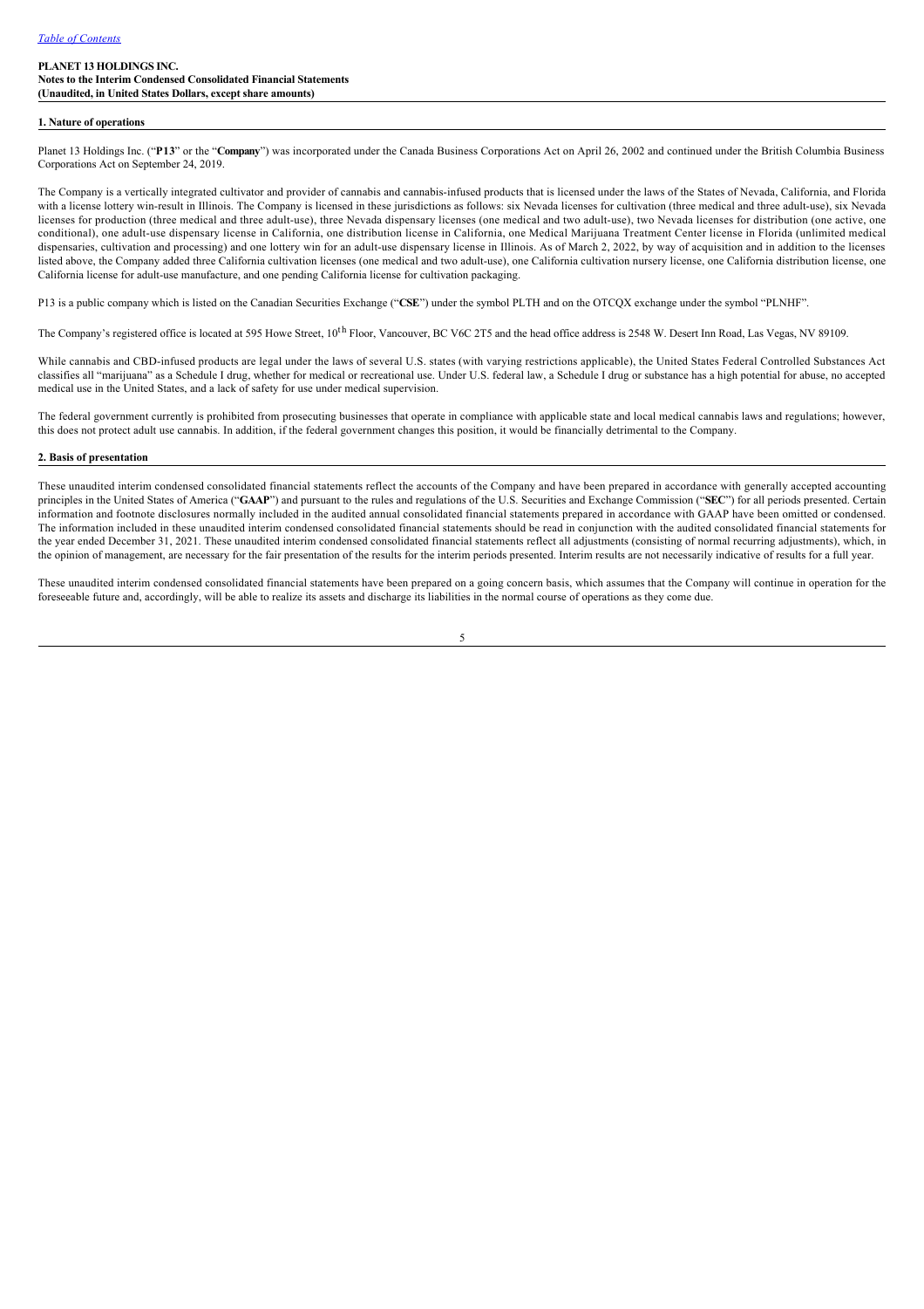**PLANET 13 HOLDINGS INC.**
**Notes to the Interim Condensed Consolidated Financial Statements**
**(Unaudited, in United States Dollars, except share amounts)**

## 1. Nature of operations

Planet 13 Holdings Inc. ("**P13**" or the "**Company**") was incorporated under the Canada Business Corporations Act on April 26, 2002 and continued under the British Columbia Business Corporations Act on September 24, 2019.

The Company is a vertically integrated cultivator and provider of cannabis and cannabis-infused products that is licensed under the laws of the States of Nevada, California, and Florida with a license lottery win-result in Illinois. The Company is licensed in these jurisdictions as follows: six Nevada licenses for cultivation (three medical and three adult-use), six Nevada licenses for production (three medical and three adult-use), three Nevada dispensary licenses (one medical and two adult-use), two Nevada licenses for distribution (one active, one conditional), one adult-use dispensary license in California, one distribution license in California, one Medical Marijuana Treatment Center license in Florida (unlimited medical dispensaries, cultivation and processing) and one lottery win for an adult-use dispensary license in Illinois. As of March 2, 2022, by way of acquisition and in addition to the licenses listed above, the Company added three California cultivation licenses (one medical and two adult-use), one California cultivation nursery license, one California distribution license, one California license for adult-use manufacture, and one pending California license for cultivation packaging.

P13 is a public company which is listed on the Canadian Securities Exchange ("**CSE**") under the symbol PLTH and on the OTCQX exchange under the symbol "PLNHF".

The Company's registered office is located at 595 Howe Street, 10th Floor, Vancouver, BC V6C 2T5 and the head office address is 2548 W. Desert Inn Road, Las Vegas, NV 89109.

While cannabis and CBD-infused products are legal under the laws of several U.S. states (with varying restrictions applicable), the United States Federal Controlled Substances Act classifies all "marijuana" as a Schedule I drug, whether for medical or recreational use. Under U.S. federal law, a Schedule I drug or substance has a high potential for abuse, no accepted medical use in the United States, and a lack of safety for use under medical supervision.

The federal government currently is prohibited from prosecuting businesses that operate in compliance with applicable state and local medical cannabis laws and regulations; however, this does not protect adult use cannabis. In addition, if the federal government changes this position, it would be financially detrimental to the Company.

## 2. Basis of presentation

These unaudited interim condensed consolidated financial statements reflect the accounts of the Company and have been prepared in accordance with generally accepted accounting principles in the United States of America ("**GAAP**") and pursuant to the rules and regulations of the U.S. Securities and Exchange Commission ("**SEC**") for all periods presented. Certain information and footnote disclosures normally included in the audited annual consolidated financial statements prepared in accordance with GAAP have been omitted or condensed. The information included in these unaudited interim condensed consolidated financial statements should be read in conjunction with the audited consolidated financial statements for the year ended December 31, 2021. These unaudited interim condensed consolidated financial statements reflect all adjustments (consisting of normal recurring adjustments), which, in the opinion of management, are necessary for the fair presentation of the results for the interim periods presented. Interim results are not necessarily indicative of results for a full year.

These unaudited interim condensed consolidated financial statements have been prepared on a going concern basis, which assumes that the Company will continue in operation for the foreseeable future and, accordingly, will be able to realize its assets and discharge its liabilities in the normal course of operations as they come due.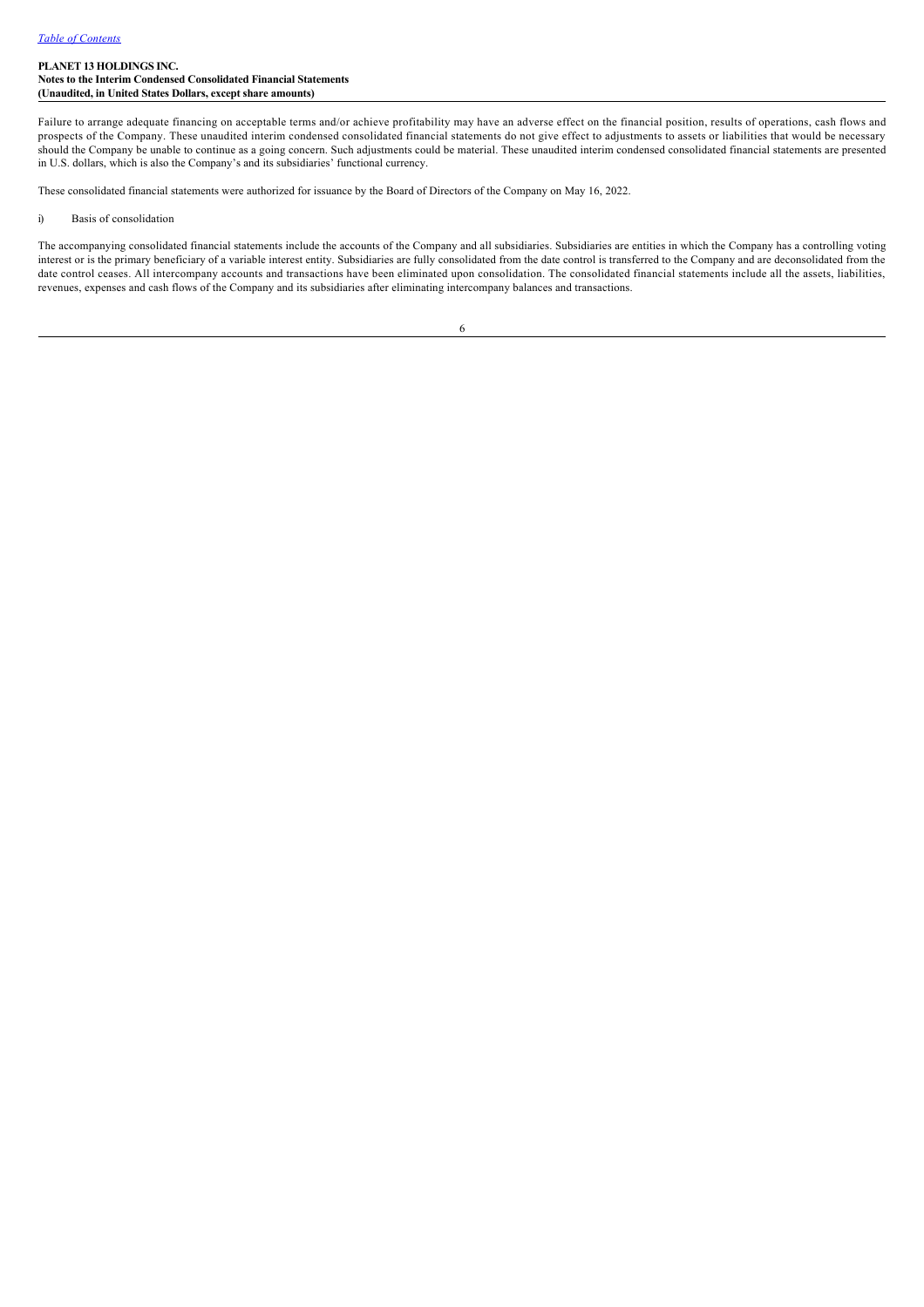Failure to arrange adequate financing on acceptable terms and/or achieve profitability may have an adverse effect on the financial position, results of operations, cash flows and prospects of the Company. These unaudited interim condensed consolidated financial statements do not give effect to adjustments to assets or liabilities that would be necessary should the Company be unable to continue as a going concern. Such adjustments could be material. These unaudited interim condensed consolidated financial statements are presented in U.S. dollars, which is also the Company's and its subsidiaries' functional currency.

These consolidated financial statements were authorized for issuance by the Board of Directors of the Company on May 16, 2022.

i) Basis of consolidation

The accompanying consolidated financial statements include the accounts of the Company and all subsidiaries. Subsidiaries are entities in which the Company has a controlling voting interest or is the primary beneficiary of a variable interest entity. Subsidiaries are fully consolidated from the date control is transferred to the Company and are deconsolidated from the date control ceases. All intercompany accounts and transactions have been eliminated upon consolidation. The consolidated financial statements include all the assets, liabilities, revenues, expenses and cash flows of the Company and its subsidiaries after eliminating intercompany balances and transactions.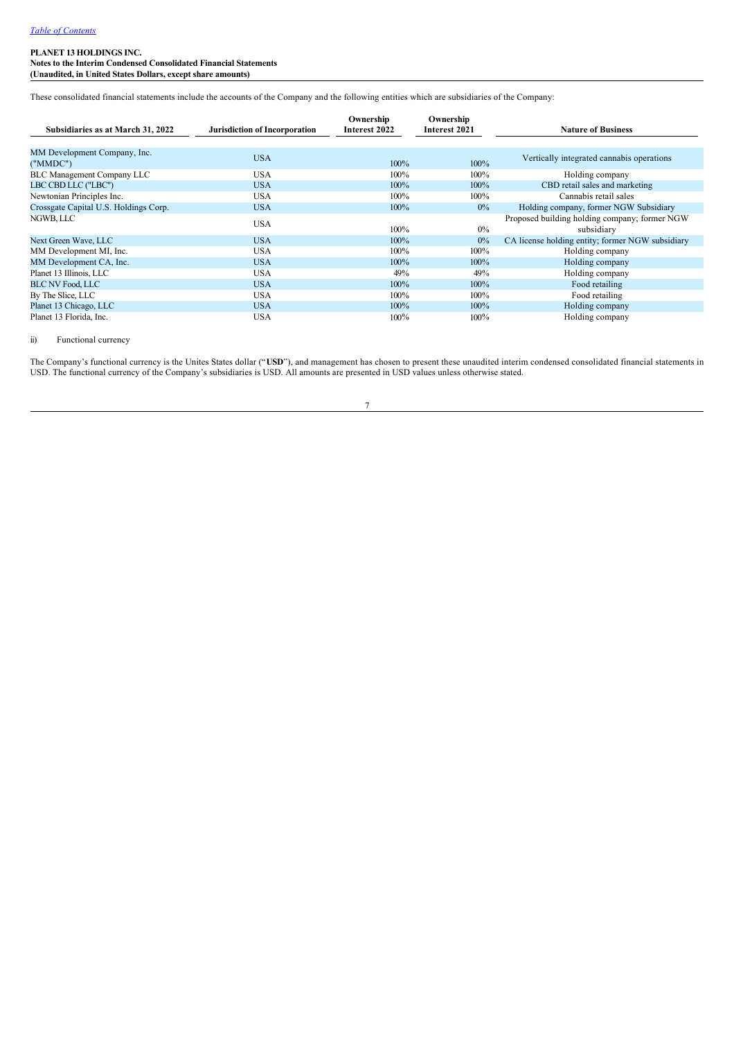These consolidated financial statements include the accounts of the Company and the following entities which are subsidiaries of the Company:

| Subsidiaries as at March 31, 2022 | Jurisdiction of Incorporation | Ownership Interest 2022 | Ownership Interest 2021 | Nature of Business |
|---|---|---|---|---|
| MM Development Company, Inc. ("MMDC") | USA | 100% | 100% | Vertically integrated cannabis operations |
| BLC Management Company LLC | USA | 100% | 100% | Holding company |
| LBC CBD LLC ("LBC") | USA | 100% | 100% | CBD retail sales and marketing |
| Newtonian Principles Inc. | USA | 100% | 100% | Cannabis retail sales |
| Crossgate Capital U.S. Holdings Corp. | USA | 100% | 0% | Holding company, former NGW Subsidiary |
| NGWB, LLC | USA | 100% | 0% | Proposed building holding company; former NGW subsidiary |
| Next Green Wave, LLC | USA | 100% | 0% | CA license holding entity; former NGW subsidiary |
| MM Development MI, Inc. | USA | 100% | 100% | Holding company |
| MM Development CA, Inc. | USA | 100% | 100% | Holding company |
| Planet 13 Illinois, LLC | USA | 49% | 49% | Holding company |
| BLC NV Food, LLC | USA | 100% | 100% | Food retailing |
| By The Slice, LLC | USA | 100% | 100% | Food retailing |
| Planet 13 Chicago, LLC | USA | 100% | 100% | Holding company |
| Planet 13 Florida, Inc. | USA | 100% | 100% | Holding company |

ii) Functional currency

The Company's functional currency is the Unites States dollar ("**USD**"), and management has chosen to present these unaudited interim condensed consolidated financial statements in USD. The functional currency of the Company's subsidiaries is USD. All amounts are presented in USD values unless otherwise stated.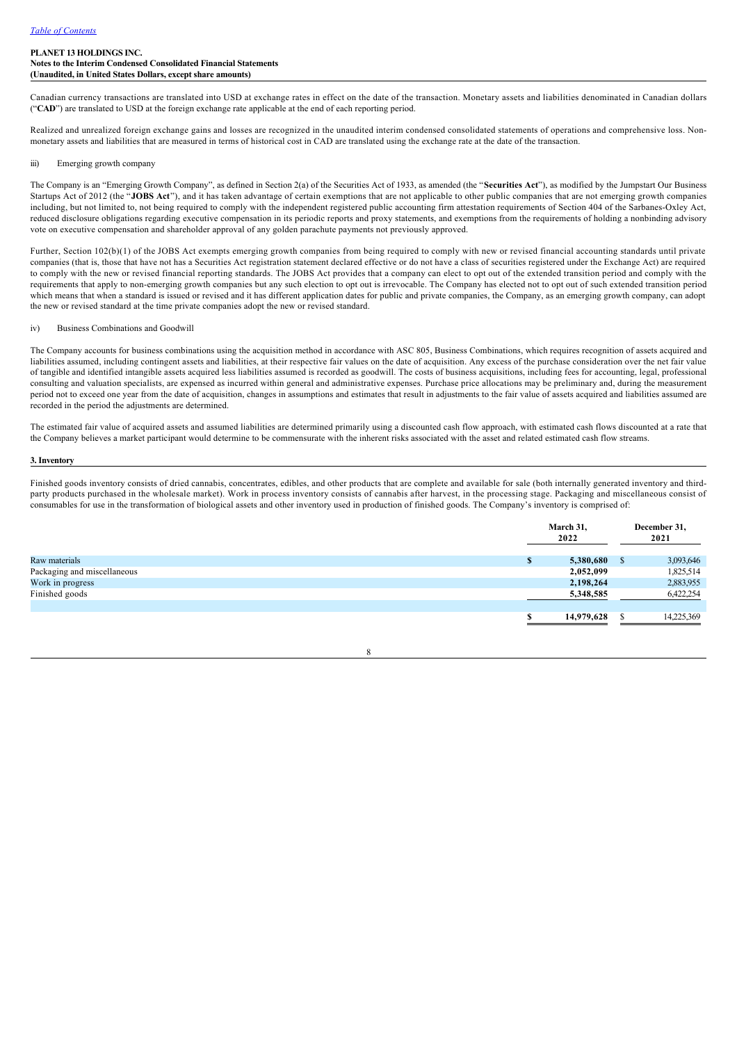Canadian currency transactions are translated into USD at exchange rates in effect on the date of the transaction. Monetary assets and liabilities denominated in Canadian dollars ("**CAD**") are translated to USD at the foreign exchange rate applicable at the end of each reporting period.

Realized and unrealized foreign exchange gains and losses are recognized in the unaudited interim condensed consolidated statements of operations and comprehensive loss. Non-monetary assets and liabilities that are measured in terms of historical cost in CAD are translated using the exchange rate at the date of the transaction.

iii) Emerging growth company

The Company is an "Emerging Growth Company", as defined in Section 2(a) of the Securities Act of 1933, as amended (the "**Securities Act**"), as modified by the Jumpstart Our Business Startups Act of 2012 (the "**JOBS Act**"), and it has taken advantage of certain exemptions that are not applicable to other public companies that are not emerging growth companies including, but not limited to, not being required to comply with the independent registered public accounting firm attestation requirements of Section 404 of the Sarbanes-Oxley Act, reduced disclosure obligations regarding executive compensation in its periodic reports and proxy statements, and exemptions from the requirements of holding a nonbinding advisory vote on executive compensation and shareholder approval of any golden parachute payments not previously approved.

Further, Section 102(b)(1) of the JOBS Act exempts emerging growth companies from being required to comply with new or revised financial accounting standards until private companies (that is, those that have not has a Securities Act registration statement declared effective or do not have a class of securities registered under the Exchange Act) are required to comply with the new or revised financial reporting standards. The JOBS Act provides that a company can elect to opt out of the extended transition period and comply with the requirements that apply to non-emerging growth companies but any such election to opt out is irrevocable. The Company has elected not to opt out of such extended transition period which means that when a standard is issued or revised and it has different application dates for public and private companies, the Company, as an emerging growth company, can adopt the new or revised standard at the time private companies adopt the new or revised standard.

iv) Business Combinations and Goodwill

The Company accounts for business combinations using the acquisition method in accordance with ASC 805, Business Combinations, which requires recognition of assets acquired and liabilities assumed, including contingent assets and liabilities, at their respective fair values on the date of acquisition. Any excess of the purchase consideration over the net fair value of tangible and identified intangible assets acquired less liabilities assumed is recorded as goodwill. The costs of business acquisitions, including fees for accounting, legal, professional consulting and valuation specialists, are expensed as incurred within general and administrative expenses. Purchase price allocations may be preliminary and, during the measurement period not to exceed one year from the date of acquisition, changes in assumptions and estimates that result in adjustments to the fair value of assets acquired and liabilities assumed are recorded in the period the adjustments are determined.

The estimated fair value of acquired assets and assumed liabilities are determined primarily using a discounted cash flow approach, with estimated cash flows discounted at a rate that the Company believes a market participant would determine to be commensurate with the inherent risks associated with the asset and related estimated cash flow streams.

## 3. Inventory

Finished goods inventory consists of dried cannabis, concentrates, edibles, and other products that are complete and available for sale (both internally generated inventory and third-party products purchased in the wholesale market). Work in process inventory consists of cannabis after harvest, in the processing stage. Packaging and miscellaneous consist of consumables for use in the transformation of biological assets and other inventory used in production of finished goods. The Company's inventory is comprised of:

| | March 31, 2022 | December 31, 2021 |
|---|---|---|
| Raw materials | **$ 5,380,680** | $ 3,093,646 |
| Packaging and miscellaneous | **2,052,099** | 1,825,514 |
| Work in progress | **2,198,264** | 2,883,955 |
| Finished goods | **5,348,585** | 6,422,254 |
| | **$ 14,979,628** | $ 14,225,369 |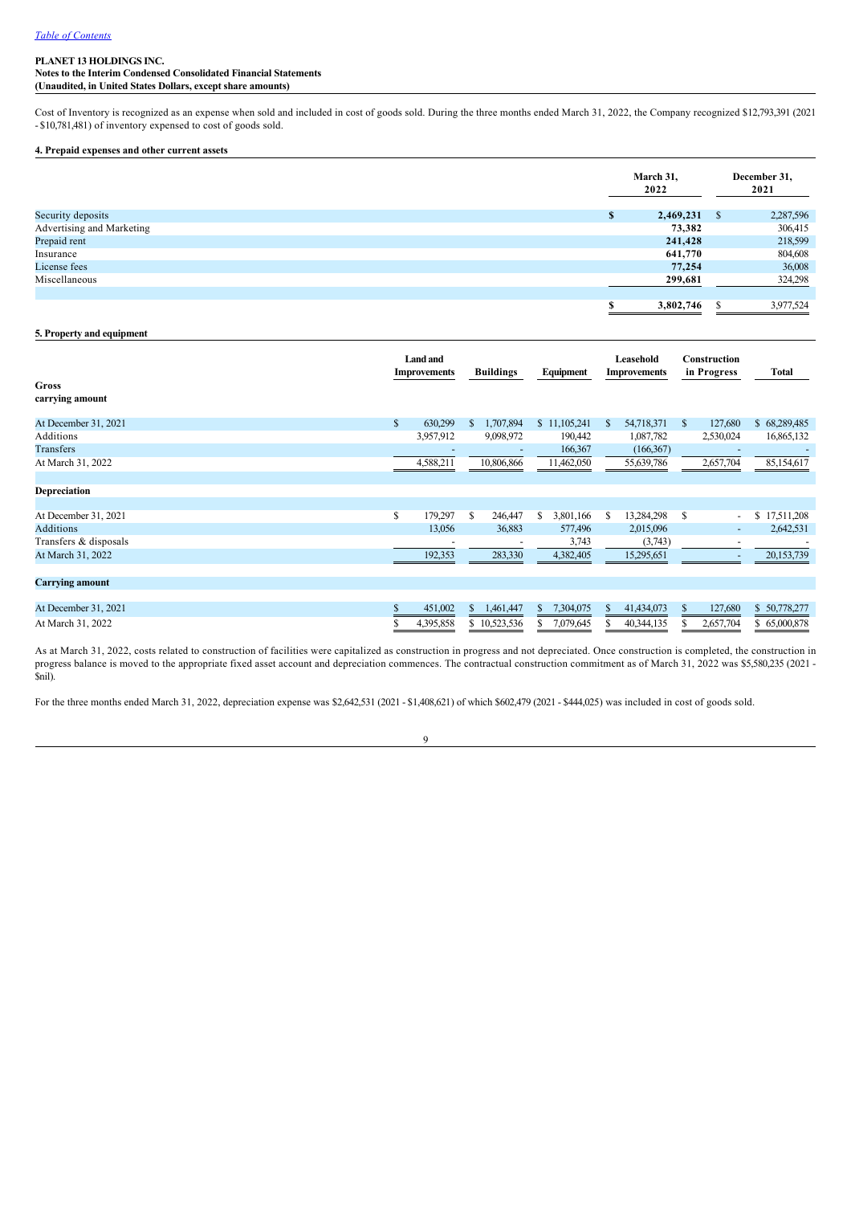Cost of Inventory is recognized as an expense when sold and included in cost of goods sold. During the three months ended March 31, 2022, the Company recognized $12,793,391 (2021 - $10,781,481) of inventory expensed to cost of goods sold.

**4. Prepaid expenses and other current assets**

| | March 31, 2022 | December 31, 2021 |
|---|---|---|
| Security deposits | $ 2,469,231 | $ 2,287,596 |
| Advertising and Marketing | 73,382 | 306,415 |
| Prepaid rent | 241,428 | 218,599 |
| Insurance | 641,770 | 804,608 |
| License fees | 77,254 | 36,008 |
| Miscellaneous | 299,681 | 324,298 |
| | $ 3,802,746 | $ 3,977,524 |

**5. Property and equipment**

| | Land and Improvements | Buildings | Equipment | Leasehold Improvements | Construction in Progress | Total |
|---|---|---|---|---|---|---|
| **Gross carrying amount** | | | | | | |
| At December 31, 2021 | $ 630,299 | $ 1,707,894 | $ 11,105,241 | $ 54,718,371 | $ 127,680 | $ 68,289,485 |
| Additions | 3,957,912 | 9,098,972 | 190,442 | 1,087,782 | 2,530,024 | 16,865,132 |
| Transfers | - | - | 166,367 | (166,367) | - | - |
| At March 31, 2022 | 4,588,211 | 10,806,866 | 11,462,050 | 55,639,786 | 2,657,704 | 85,154,617 |
| **Depreciation** | | | | | | |
| At December 31, 2021 | $ 179,297 | $ 246,447 | $ 3,801,166 | $ 13,284,298 | $ - | $ 17,511,208 |
| Additions | 13,056 | 36,883 | 577,496 | 2,015,096 | - | 2,642,531 |
| Transfers & disposals | - | - | 3,743 | (3,743) | - | - |
| At March 31, 2022 | 192,353 | 283,330 | 4,382,405 | 15,295,651 | - | 20,153,739 |
| **Carrying amount** | | | | | | |
| At December 31, 2021 | $ 451,002 | $ 1,461,447 | $ 7,304,075 | $ 41,434,073 | $ 127,680 | $ 50,778,277 |
| At March 31, 2022 | $ 4,395,858 | $ 10,523,536 | $ 7,079,645 | $ 40,344,135 | $ 2,657,704 | $ 65,000,878 |

As at March 31, 2022, costs related to construction of facilities were capitalized as construction in progress and not depreciated. Once construction is completed, the construction in progress balance is moved to the appropriate fixed asset account and depreciation commences. The contractual construction commitment as of March 31, 2022 was $5,580,235 (2021 - $nil).

For the three months ended March 31, 2022, depreciation expense was $2,642,531 (2021 - $1,408,621) of which $602,479 (2021 - $444,025) was included in cost of goods sold.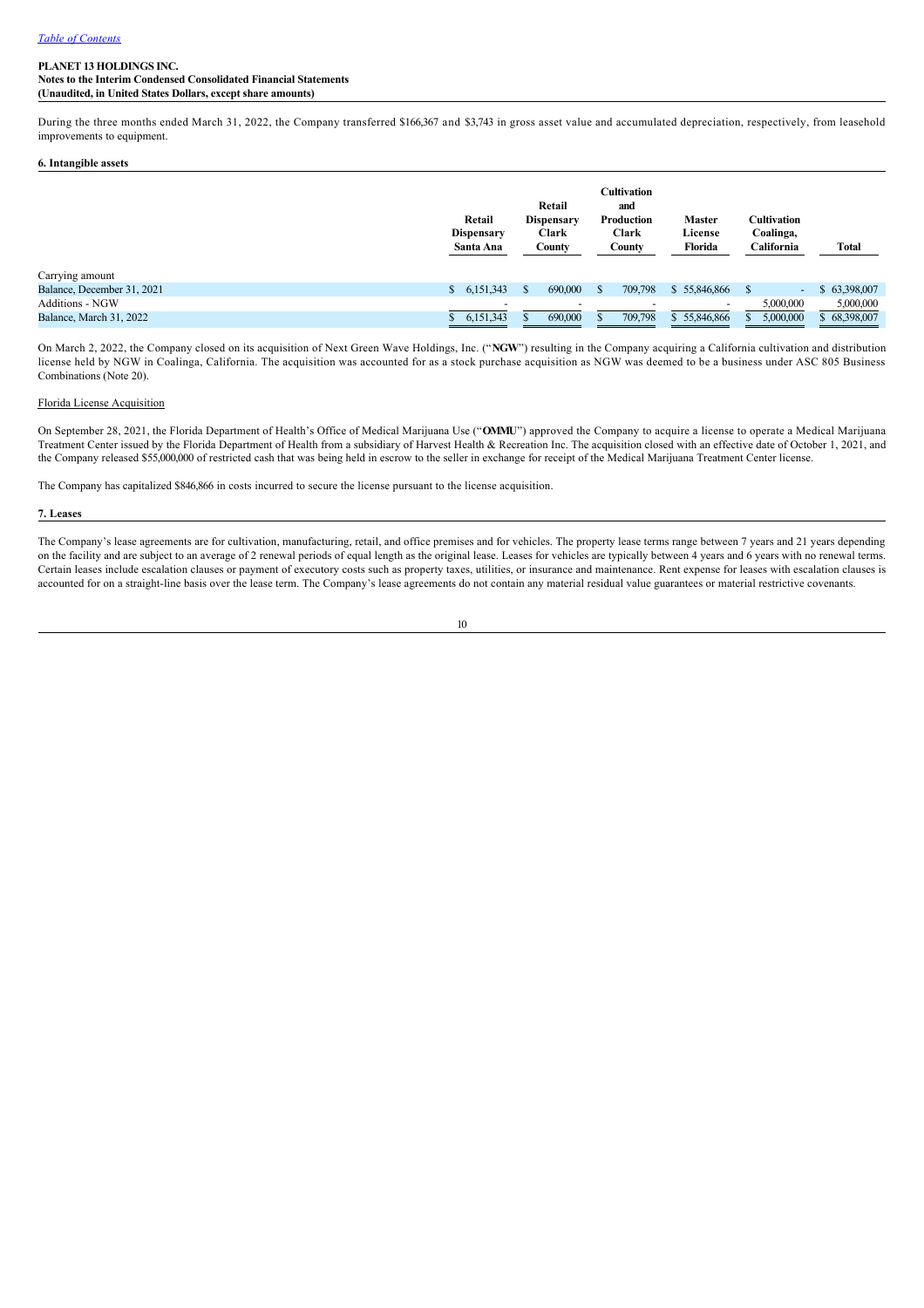During the three months ended March 31, 2022, the Company transferred $166,367 and $3,743 in gross asset value and accumulated depreciation, respectively, from leasehold improvements to equipment.

**6. Intangible assets**

| | Retail Dispensary Santa Ana | Retail Dispensary Clark County | Cultivation and Production Clark County | Master License Florida | Cultivation Coalinga, California | Total |
|---|---|---|---|---|---|---|
| Carrying amount | | | | | | |
| Balance, December 31, 2021 | $ 6,151,343 | $ 690,000 | $ 709,798 | $ 55,846,866 | $ - | $ 63,398,007 |
| Additions - NGW | - | - | - | - | 5,000,000 | 5,000,000 |
| Balance, March 31, 2022 | $ 6,151,343 | $ 690,000 | $ 709,798 | $ 55,846,866 | $ 5,000,000 | $ 68,398,007 |

On March 2, 2022, the Company closed on its acquisition of Next Green Wave Holdings, Inc. ("**NGW**") resulting in the Company acquiring a California cultivation and distribution license held by NGW in Coalinga, California. The acquisition was accounted for as a stock purchase acquisition as NGW was deemed to be a business under ASC 805 Business Combinations (Note 20).

Florida License Acquisition

On September 28, 2021, the Florida Department of Health's Office of Medical Marijuana Use ("**OMMU**") approved the Company to acquire a license to operate a Medical Marijuana Treatment Center issued by the Florida Department of Health from a subsidiary of Harvest Health & Recreation Inc. The acquisition closed with an effective date of October 1, 2021, and the Company released $55,000,000 of restricted cash that was being held in escrow to the seller in exchange for receipt of the Medical Marijuana Treatment Center license.

The Company has capitalized $846,866 in costs incurred to secure the license pursuant to the license acquisition.

**7. Leases**

The Company's lease agreements are for cultivation, manufacturing, retail, and office premises and for vehicles. The property lease terms range between 7 years and 21 years depending on the facility and are subject to an average of 2 renewal periods of equal length as the original lease. Leases for vehicles are typically between 4 years and 6 years with no renewal terms. Certain leases include escalation clauses or payment of executory costs such as property taxes, utilities, or insurance and maintenance. Rent expense for leases with escalation clauses is accounted for on a straight-line basis over the lease term. The Company's lease agreements do not contain any material residual value guarantees or material restrictive covenants.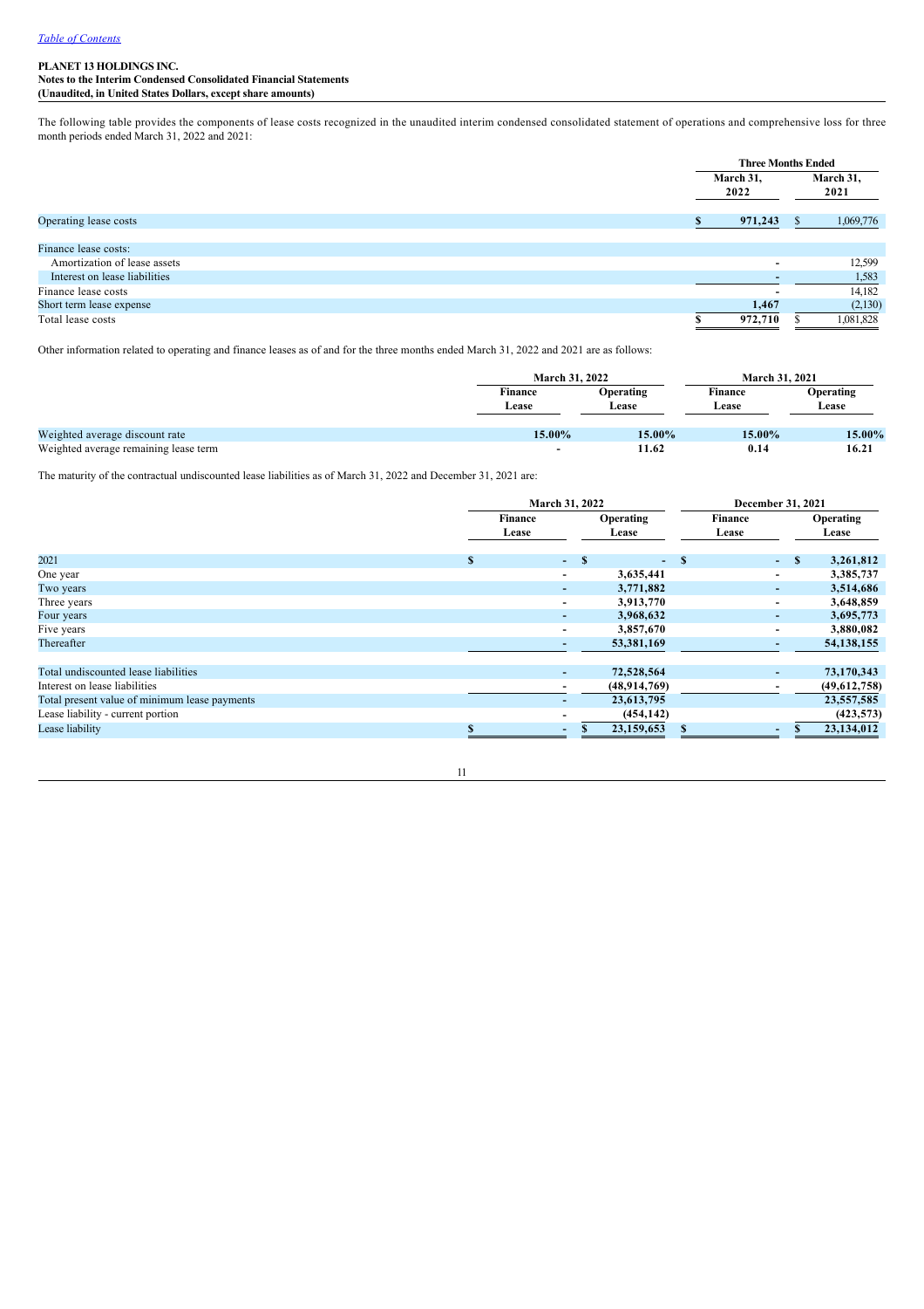[Table of Contents](#)

**PLANET 13 HOLDINGS INC.**
**Notes to the Interim Condensed Consolidated Financial Statements**
**(Unaudited, in United States Dollars, except share amounts)**

The following table provides the components of lease costs recognized in the unaudited interim condensed consolidated statement of operations and comprehensive loss for three month periods ended March 31, 2022 and 2021:

| | Three Months Ended | |
|---|---|---|
| | March 31, 2022 | March 31, 2021 |
| Operating lease costs | $ **971,243** | $ 1,069,776 |
| Finance lease costs: | | |
| Amortization of lease assets | **-** | 12,599 |
| Interest on lease liabilities | **-** | 1,583 |
| Finance lease costs | **-** | 14,182 |
| Short term lease expense | **1,467** | (2,130) |
| Total lease costs | $ **972,710** | $ 1,081,828 |

Other information related to operating and finance leases as of and for the three months ended March 31, 2022 and 2021 are as follows:

| | March 31, 2022 | | March 31, 2021 | |
|---|---|---|---|---|
| | Finance Lease | Operating Lease | Finance Lease | Operating Lease |
| Weighted average discount rate | **15.00%** | **15.00%** | **15.00%** | **15.00%** |
| Weighted average remaining lease term | **-** | **11.62** | **0.14** | **16.21** |

The maturity of the contractual undiscounted lease liabilities as of March 31, 2022 and December 31, 2021 are:

| | March 31, 2022 | | December 31, 2021 | |
|---|---|---|---|---|
| | Finance Lease | Operating Lease | Finance Lease | Operating Lease |
| 2021 | **$ -** | **$ -** | **$ -** | **$ 3,261,812** |
| One year | **-** | **3,635,441** | **-** | **3,385,737** |
| Two years | **-** | **3,771,882** | **-** | **3,514,686** |
| Three years | **-** | **3,913,770** | **-** | **3,648,859** |
| Four years | **-** | **3,968,632** | **-** | **3,695,773** |
| Five years | **-** | **3,857,670** | **-** | **3,880,082** |
| Thereafter | **-** | **53,381,169** | **-** | **54,138,155** |
| Total undiscounted lease liabilities | **-** | **72,528,564** | **-** | **73,170,343** |
| Interest on lease liabilities | **-** | **(48,914,769)** | **-** | **(49,612,758)** |
| Total present value of minimum lease payments | **-** | **23,613,795** | | **23,557,585** |
| Lease liability - current portion | **-** | **(454,142)** | | **(423,573)** |
| Lease liability | **$ -** | **$ 23,159,653** | **$ -** | **$ 23,134,012** |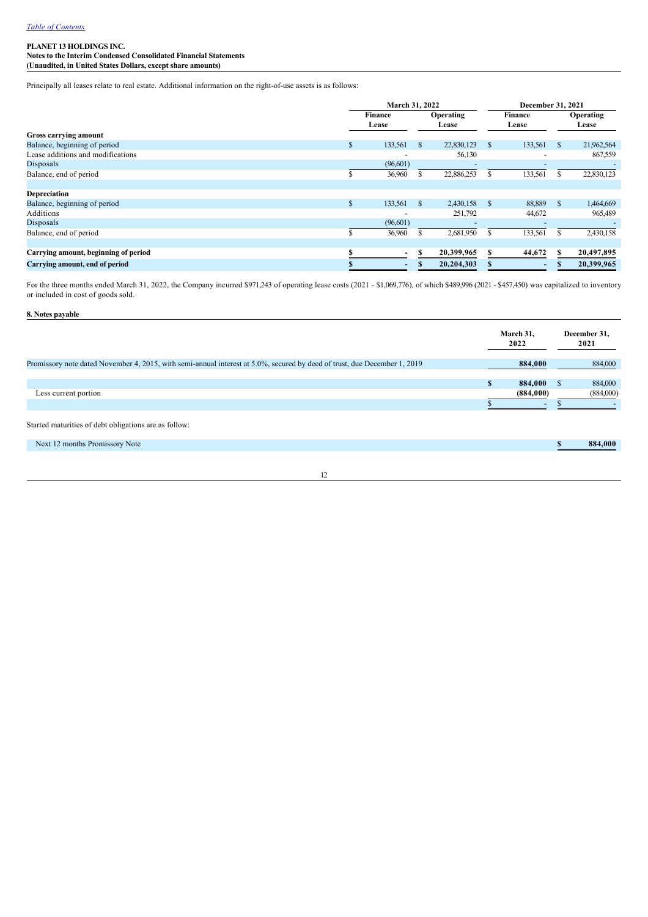PLANET 13 HOLDINGS INC.
**Notes to the Interim Condensed Consolidated Financial Statements**
**(Unaudited, in United States Dollars, except share amounts)**

Principally all leases relate to real estate. Additional information on the right-of-use assets is as follows:

| | March 31, 2022 | | December 31, 2021 | |
|---|---|---|---|---|
| | Finance Lease | Operating Lease | Finance Lease | Operating Lease |
| **Gross carrying amount** | | | | |
| Balance, beginning of period | $ 133,561 | $ 22,830,123 | $ 133,561 | $ 21,962,564 |
| Lease additions and modifications | - | 56,130 | - | 867,559 |
| Disposals | (96,601) | - | - | - |
| Balance, end of period | $ 36,960 | $ 22,886,253 | $ 133,561 | $ 22,830,123 |
| | | | | |
| **Depreciation** | | | | |
| Balance, beginning of period | $ 133,561 | $ 2,430,158 | $ 88,889 | $ 1,464,669 |
| Additions | - | 251,792 | 44,672 | 965,489 |
| Disposals | (96,601) | - | - | - |
| Balance, end of period | $ 36,960 | $ 2,681,950 | $ 133,561 | $ 2,430,158 |
| | | | | |
| **Carrying amount, beginning of period** | **$ -** | **$ 20,399,965** | **$ 44,672** | **$ 20,497,895** |
| **Carrying amount, end of period** | **$ -** | **$ 20,204,303** | **$ -** | **$ 20,399,965** |

For the three months ended March 31, 2022, the Company incurred $971,243 of operating lease costs (2021 - $1,069,776), of which $489,996 (2021 - $457,450) was capitalized to inventory or included in cost of goods sold.

**8. Notes payable**

| | March 31, 2022 | December 31, 2021 |
|---|---|---|
| Promissory note dated November 4, 2015, with semi-annual interest at 5.0%, secured by deed of trust, due December 1, 2019 | **884,000** | 884,000 |
| | | |
| | **$ 884,000** | $ 884,000 |
| Less current portion | **(884,000)** | (884,000) |
| | $ - | $ - |

Started maturities of debt obligations are as follow:

| | |
|---|---|
| Next 12 months Promissory Note | **$ 884,000** |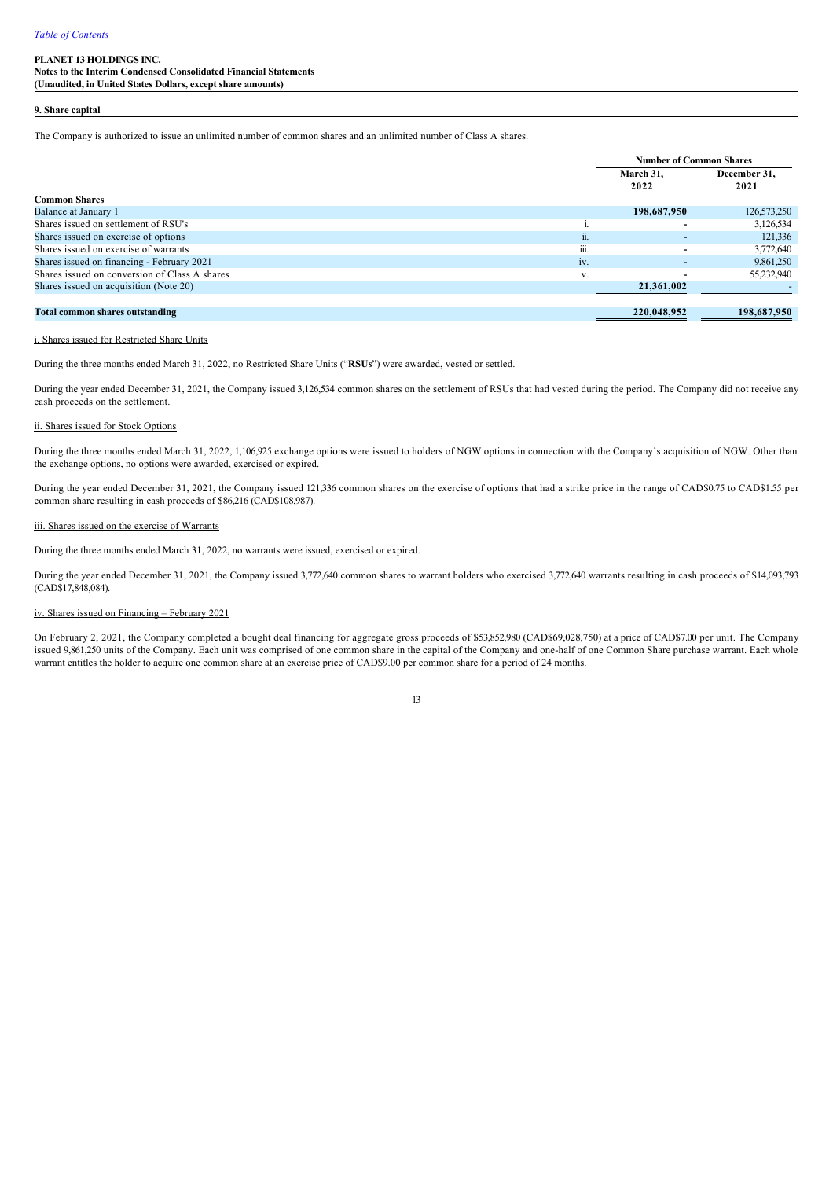*Table of Contents*

**PLANET 13 HOLDINGS INC.**
**Notes to the Interim Condensed Consolidated Financial Statements**
**(Unaudited, in United States Dollars, except share amounts)**

## 9. Share capital

The Company is authorized to issue an unlimited number of common shares and an unlimited number of Class A shares.

| | | Number of Common Shares | |
|---|---|---|---|
| | | **March 31, 2022** | **December 31, 2021** |
| **Common Shares** | | | |
| Balance at January 1 | | **198,687,950** | 126,573,250 |
| Shares issued on settlement of RSU's | i. | **-** | 3,126,534 |
| Shares issued on exercise of options | ii. | **-** | 121,336 |
| Shares issued on exercise of warrants | iii. | **-** | 3,772,640 |
| Shares issued on financing - February 2021 | iv. | **-** | 9,861,250 |
| Shares issued on conversion of Class A shares | v. | **-** | 55,232,940 |
| Shares issued on acquisition (Note 20) | | **21,361,002** | - |
| **Total common shares outstanding** | | **220,048,952** | **198,687,950** |

i. Shares issued for Restricted Share Units

During the three months ended March 31, 2022, no Restricted Share Units ("**RSUs**") were awarded, vested or settled.

During the year ended December 31, 2021, the Company issued 3,126,534 common shares on the settlement of RSUs that had vested during the period. The Company did not receive any cash proceeds on the settlement.

ii. Shares issued for Stock Options

During the three months ended March 31, 2022, 1,106,925 exchange options were issued to holders of NGW options in connection with the Company's acquisition of NGW. Other than the exchange options, no options were awarded, exercised or expired.

During the year ended December 31, 2021, the Company issued 121,336 common shares on the exercise of options that had a strike price in the range of CAD$0.75 to CAD$1.55 per common share resulting in cash proceeds of $86,216 (CAD$108,987).

iii. Shares issued on the exercise of Warrants

During the three months ended March 31, 2022, no warrants were issued, exercised or expired.

During the year ended December 31, 2021, the Company issued 3,772,640 common shares to warrant holders who exercised 3,772,640 warrants resulting in cash proceeds of $14,093,793 (CAD$17,848,084).

iv. Shares issued on Financing – February 2021

On February 2, 2021, the Company completed a bought deal financing for aggregate gross proceeds of $53,852,980 (CAD$69,028,750) at a price of CAD$7.00 per unit. The Company issued 9,861,250 units of the Company. Each unit was comprised of one common share in the capital of the Company and one-half of one Common Share purchase warrant. Each whole warrant entitles the holder to acquire one common share at an exercise price of CAD$9.00 per common share for a period of 24 months.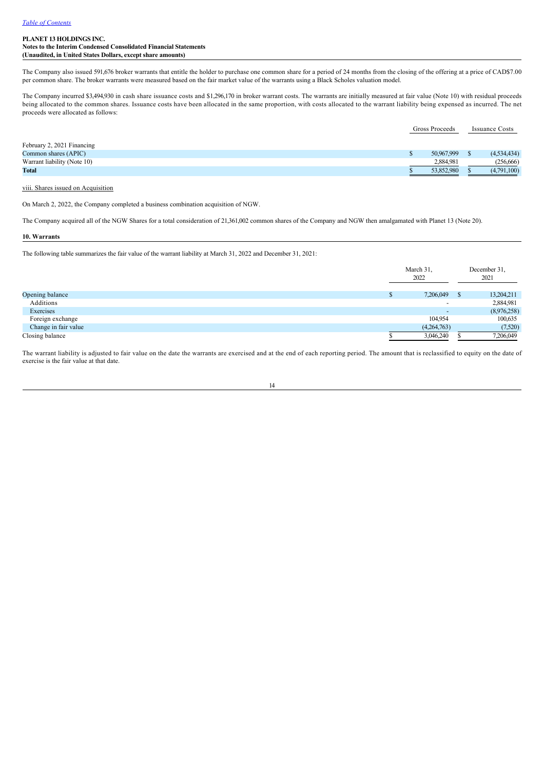**PLANET 13 HOLDINGS INC.**
**Notes to the Interim Condensed Consolidated Financial Statements**
**(Unaudited, in United States Dollars, except share amounts)**

The Company also issued 591,676 broker warrants that entitle the holder to purchase one common share for a period of 24 months from the closing of the offering at a price of CAD$7.00 per common share. The broker warrants were measured based on the fair market value of the warrants using a Black Scholes valuation model.

The Company incurred $3,494,930 in cash share issuance costs and $1,296,170 in broker warrant costs. The warrants are initially measured at fair value (Note 10) with residual proceeds being allocated to the common shares. Issuance costs have been allocated in the same proportion, with costs allocated to the warrant liability being expensed as incurred. The net proceeds were allocated as follows:

| | Gross Proceeds | Issuance Costs |
|---|---|---|
| February 2, 2021 Financing | | |
| Common shares (APIC) | $ 50,967,999 | $ (4,534,434) |
| Warrant liability (Note 10) | 2,884,981 | (256,666) |
| **Total** | $ 53,852,980 | $ (4,791,100) |

viii. Shares issued on Acquisition

On March 2, 2022, the Company completed a business combination acquisition of NGW.

The Company acquired all of the NGW Shares for a total consideration of 21,361,002 common shares of the Company and NGW then amalgamated with Planet 13 (Note 20).

## 10. Warrants

The following table summarizes the fair value of the warrant liability at March 31, 2022 and December 31, 2021:

| | March 31, 2022 | December 31, 2021 |
|---|---|---|
| Opening balance | $ 7,206,049 | $ 13,204,211 |
| Additions | - | 2,884,981 |
| Exercises | - | (8,976,258) |
| Foreign exchange | 104,954 | 100,635 |
| Change in fair value | (4,264,763) | (7,520) |
| Closing balance | $ 3,046,240 | $ 7,206,049 |

The warrant liability is adjusted to fair value on the date the warrants are exercised and at the end of each reporting period. The amount that is reclassified to equity on the date of exercise is the fair value at that date.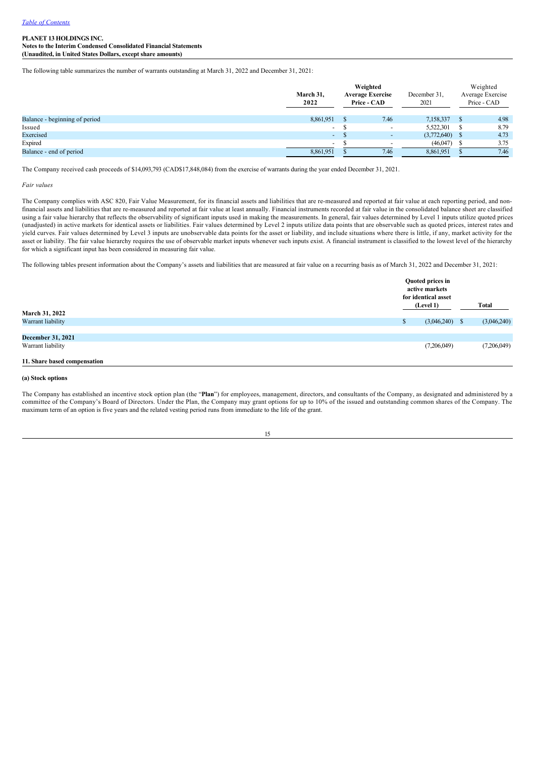**PLANET 13 HOLDINGS INC.**
**Notes to the Interim Condensed Consolidated Financial Statements**
**(Unaudited, in United States Dollars, except share amounts)**

The following table summarizes the number of warrants outstanding at March 31, 2022 and December 31, 2021:

| | March 31, 2022 | Weighted Average Exercise Price - CAD | December 31, 2021 | Weighted Average Exercise Price - CAD |
|---|---|---|---|---|
| Balance - beginning of period | 8,861,951 | $ 7.46 | 7,158,337 | $ 4.98 |
| Issued | - | $ - | 5,522,301 | $ 8.79 |
| Exercised | - | $ - | (3,772,640) | $ 4.73 |
| Expired | - | $ - | (46,047) | $ 3.75 |
| Balance - end of period | 8,861,951 | $ 7.46 | 8,861,951 | $ 7.46 |

The Company received cash proceeds of $14,093,793 (CAD$17,848,084) from the exercise of warrants during the year ended December 31, 2021.

*Fair values*

The Company complies with ASC 820, Fair Value Measurement, for its financial assets and liabilities that are re-measured and reported at fair value at each reporting period, and non-financial assets and liabilities that are re-measured and reported at fair value at least annually. Financial instruments recorded at fair value in the consolidated balance sheet are classified using a fair value hierarchy that reflects the observability of significant inputs used in making the measurements. In general, fair values determined by Level 1 inputs utilize quoted prices (unadjusted) in active markets for identical assets or liabilities. Fair values determined by Level 2 inputs utilize data points that are observable such as quoted prices, interest rates and yield curves. Fair values determined by Level 3 inputs are unobservable data points for the asset or liability, and include situations where there is little, if any, market activity for the asset or liability. The fair value hierarchy requires the use of observable market inputs whenever such inputs exist. A financial instrument is classified to the lowest level of the hierarchy for which a significant input has been considered in measuring fair value.

The following tables present information about the Company's assets and liabilities that are measured at fair value on a recurring basis as of March 31, 2022 and December 31, 2021:

| | Quoted prices in active markets for identical asset (Level 1) | Total |
|---|---|---|
| **March 31, 2022** | | |
| Warrant liability | $ (3,046,240) | $ (3,046,240) |
| **December 31, 2021** | | |
| Warrant liability | (7,206,049) | (7,206,049) |

**11. Share based compensation**

**(a) Stock options**

The Company has established an incentive stock option plan (the "**Plan**") for employees, management, directors, and consultants of the Company, as designated and administered by a committee of the Company's Board of Directors. Under the Plan, the Company may grant options for up to 10% of the issued and outstanding common shares of the Company. The maximum term of an option is five years and the related vesting period runs from immediate to the life of the grant.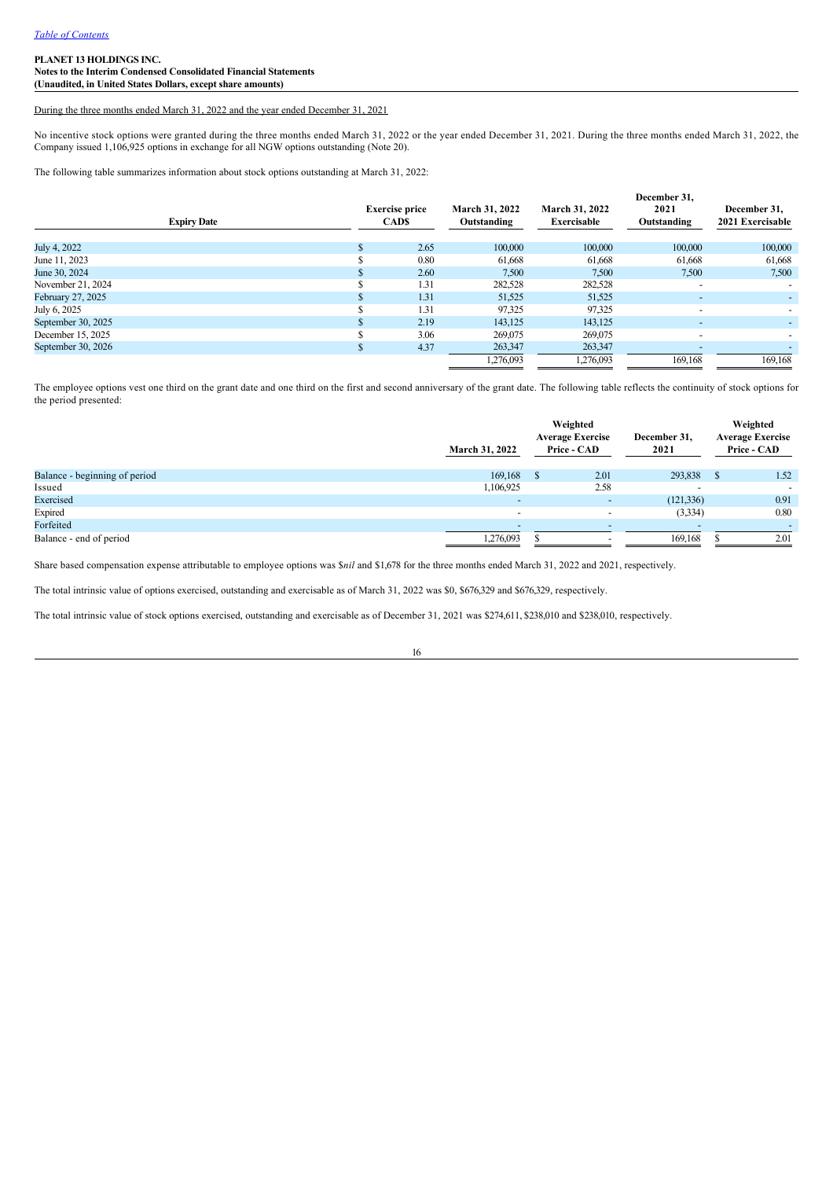During the three months ended March 31, 2022 and the year ended December 31, 2021

No incentive stock options were granted during the three months ended March 31, 2022 or the year ended December 31, 2021. During the three months ended March 31, 2022, the Company issued 1,106,925 options in exchange for all NGW options outstanding (Note 20).

The following table summarizes information about stock options outstanding at March 31, 2022:

| Expiry Date | Exercise price CAD$ | March 31, 2022 Outstanding | March 31, 2022 Exercisable | December 31, 2021 Outstanding | December 31, 2021 Exercisable |
|---|---|---|---|---|---|
| July 4, 2022 | $ 2.65 | 100,000 | 100,000 | 100,000 | 100,000 |
| June 11, 2023 | $ 0.80 | 61,668 | 61,668 | 61,668 | 61,668 |
| June 30, 2024 | $ 2.60 | 7,500 | 7,500 | 7,500 | 7,500 |
| November 21, 2024 | $ 1.31 | 282,528 | 282,528 | - | - |
| February 27, 2025 | $ 1.31 | 51,525 | 51,525 | - | - |
| July 6, 2025 | $ 1.31 | 97,325 | 97,325 | - | - |
| September 30, 2025 | $ 2.19 | 143,125 | 143,125 | - | - |
| December 15, 2025 | $ 3.06 | 269,075 | 269,075 | - | - |
| September 30, 2026 | $ 4.37 | 263,347 | 263,347 | - | - |
| | | 1,276,093 | 1,276,093 | 169,168 | 169,168 |

The employee options vest one third on the grant date and one third on the first and second anniversary of the grant date. The following table reflects the continuity of stock options for the period presented:

| | March 31, 2022 | Weighted Average Exercise Price - CAD | December 31, 2021 | Weighted Average Exercise Price - CAD |
|---|---|---|---|---|
| Balance - beginning of period | 169,168 | $ 2.01 | 293,838 | $ 1.52 |
| Issued | 1,106,925 | 2.58 | - | - |
| Exercised | - | - | (121,336) | 0.91 |
| Expired | - | - | (3,334) | 0.80 |
| Forfeited | - | - | - | - |
| Balance - end of period | 1,276,093 | $ - | 169,168 | $ 2.01 |

Share based compensation expense attributable to employee options was $*nil* and $1,678 for the three months ended March 31, 2022 and 2021, respectively.

The total intrinsic value of options exercised, outstanding and exercisable as of March 31, 2022 was $0, $676,329 and $676,329, respectively.

The total intrinsic value of stock options exercised, outstanding and exercisable as of December 31, 2021 was $274,611, $238,010 and $238,010, respectively.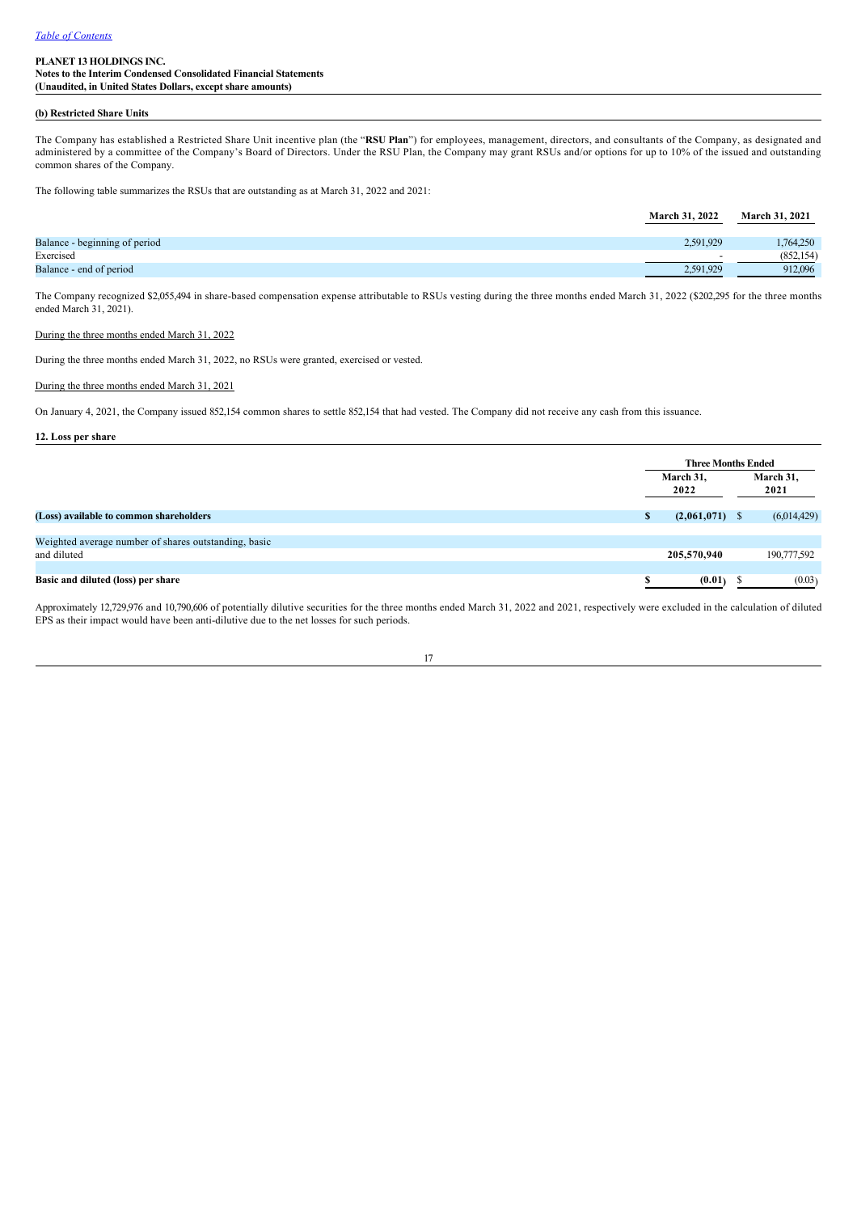**PLANET 13 HOLDINGS INC.**
**Notes to the Interim Condensed Consolidated Financial Statements**
**(Unaudited, in United States Dollars, except share amounts)**

**(b) Restricted Share Units**

The Company has established a Restricted Share Unit incentive plan (the "**RSU Plan**") for employees, management, directors, and consultants of the Company, as designated and administered by a committee of the Company's Board of Directors. Under the RSU Plan, the Company may grant RSUs and/or options for up to 10% of the issued and outstanding common shares of the Company.

The following table summarizes the RSUs that are outstanding as at March 31, 2022 and 2021:

| | March 31, 2022 | March 31, 2021 |
|---|---|---|
| Balance - beginning of period | 2,591,929 | 1,764,250 |
| Exercised | - | (852,154) |
| Balance - end of period | 2,591,929 | 912,096 |

The Company recognized $2,055,494 in share-based compensation expense attributable to RSUs vesting during the three months ended March 31, 2022 ($202,295 for the three months ended March 31, 2021).

During the three months ended March 31, 2022

During the three months ended March 31, 2022, no RSUs were granted, exercised or vested.

During the three months ended March 31, 2021

On January 4, 2021, the Company issued 852,154 common shares to settle 852,154 that had vested. The Company did not receive any cash from this issuance.

**12. Loss per share**

| | Three Months Ended | |
|---|---|---|
| | March 31, 2022 | March 31, 2021 |
| **(Loss) available to common shareholders** | **$ (2,061,071)** | $ (6,014,429) |
| Weighted average number of shares outstanding, basic and diluted | **205,570,940** | 190,777,592 |
| **Basic and diluted (loss) per share** | **$ (0.01)** | $ (0.03) |

Approximately 12,729,976 and 10,790,606 of potentially dilutive securities for the three months ended March 31, 2022 and 2021, respectively were excluded in the calculation of diluted EPS as their impact would have been anti-dilutive due to the net losses for such periods.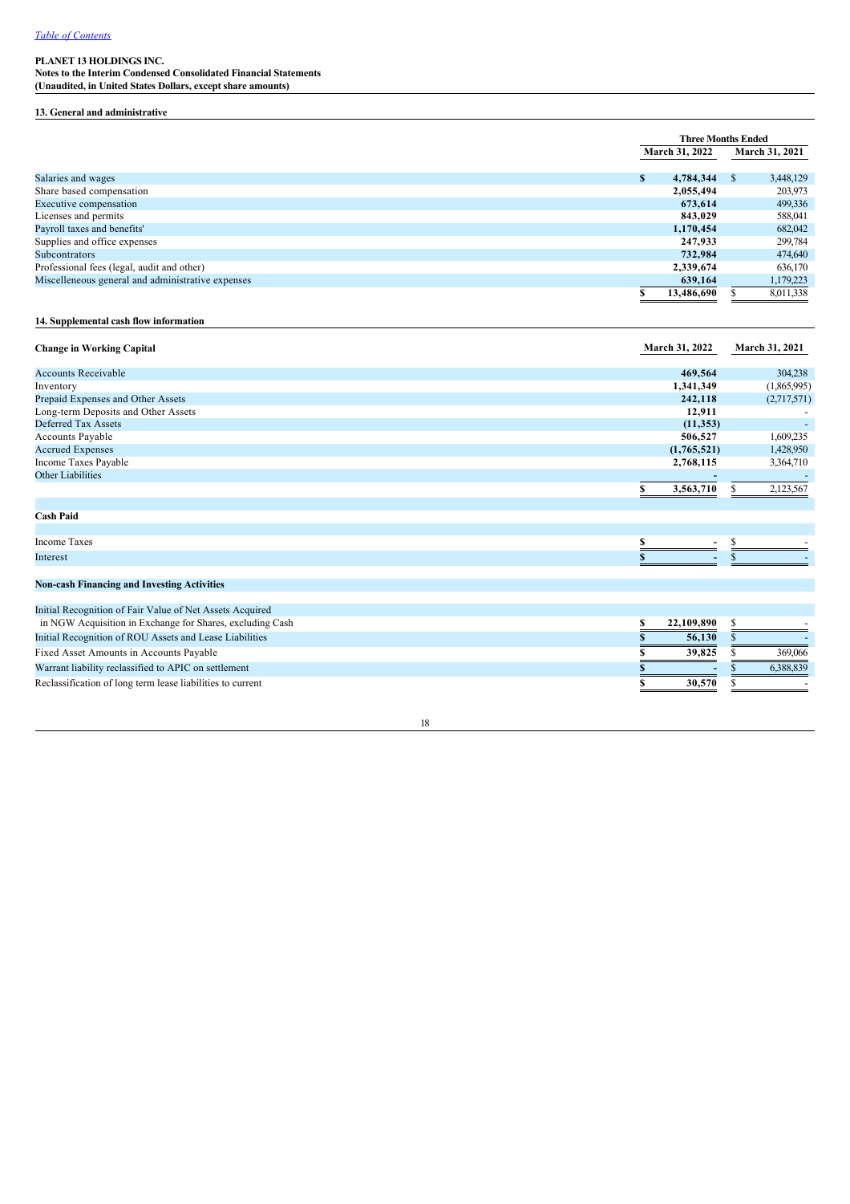[Table of Contents](#)

**PLANET 13 HOLDINGS INC.**
**Notes to the Interim Condensed Consolidated Financial Statements**
**(Unaudited, in United States Dollars, except share amounts)**

## 13. General and administrative

| | Three Months Ended | |
|---|---|---|
| | March 31, 2022 | March 31, 2021 |
| Salaries and wages | $ 4,784,344 | $ 3,448,129 |
| Share based compensation | 2,055,494 | 203,973 |
| Executive compensation | 673,614 | 499,336 |
| Licenses and permits | 843,029 | 588,041 |
| Payroll taxes and benefits' | 1,170,454 | 682,042 |
| Supplies and office expenses | 247,933 | 299,784 |
| Subcontractors | 732,984 | 474,640 |
| Professional fees (legal, audit and other) | 2,339,674 | 636,170 |
| Miscelleneous general and administrative expenses | 639,164 | 1,179,223 |
| | $ 13,486,690 | $ 8,011,338 |

## 14. Supplemental cash flow information

| Change in Working Capital | March 31, 2022 | March 31, 2021 |
|---|---|---|
| Accounts Receivable | 469,564 | 304,238 |
| Inventory | 1,341,349 | (1,865,995) |
| Prepaid Expenses and Other Assets | 242,118 | (2,717,571) |
| Long-term Deposits and Other Assets | 12,911 | - |
| Deferred Tax Assets | (11,353) | - |
| Accounts Payable | 506,527 | 1,609,235 |
| Accrued Expenses | (1,765,521) | 1,428,950 |
| Income Taxes Payable | 2,768,115 | 3,364,710 |
| Other Liabilities | - | - |
| | $ 3,563,710 | $ 2,123,567 |
| **Cash Paid** | | |
| Income Taxes | $ - | $ - |
| Interest | $ - | $ - |
| **Non-cash Financing and Investing Activities** | | |
| Initial Recognition of Fair Value of Net Assets Acquired in NGW Acquisition in Exchange for Shares, excluding Cash | $ 22,109,890 | $ - |
| Initial Recognition of ROU Assets and Lease Liabilities | $ 56,130 | $ - |
| Fixed Asset Amounts in Accounts Payable | $ 39,825 | $ 369,066 |
| Warrant liability reclassified to APIC on settlement | $ - | $ 6,388,839 |
| Reclassification of long term lease liabilities to current | $ 30,570 | $ - |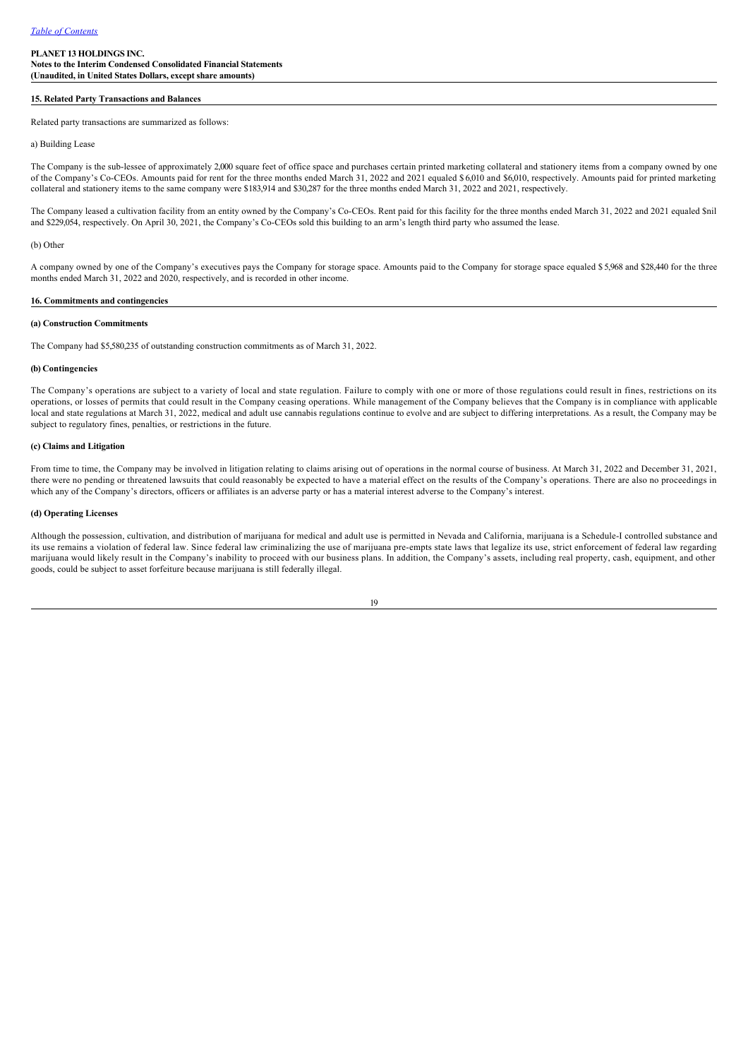**PLANET 13 HOLDINGS INC.**
**Notes to the Interim Condensed Consolidated Financial Statements**
**(Unaudited, in United States Dollars, except share amounts)**

## 15. Related Party Transactions and Balances

Related party transactions are summarized as follows:

a) Building Lease

The Company is the sub-lessee of approximately 2,000 square feet of office space and purchases certain printed marketing collateral and stationery items from a company owned by one of the Company's Co-CEOs. Amounts paid for rent for the three months ended March 31, 2022 and 2021 equaled $ 6,010 and $6,010, respectively. Amounts paid for printed marketing collateral and stationery items to the same company were $183,914 and $30,287 for the three months ended March 31, 2022 and 2021, respectively.

The Company leased a cultivation facility from an entity owned by the Company's Co-CEOs. Rent paid for this facility for the three months ended March 31, 2022 and 2021 equaled $nil and $229,054, respectively. On April 30, 2021, the Company's Co-CEOs sold this building to an arm's length third party who assumed the lease.

(b) Other

A company owned by one of the Company's executives pays the Company for storage space. Amounts paid to the Company for storage space equaled $ 5,968 and $28,440 for the three months ended March 31, 2022 and 2020, respectively, and is recorded in other income.

## 16. Commitments and contingencies

### (a) Construction Commitments

The Company had $5,580,235 of outstanding construction commitments as of March 31, 2022.

### (b) Contingencies

The Company's operations are subject to a variety of local and state regulation. Failure to comply with one or more of those regulations could result in fines, restrictions on its operations, or losses of permits that could result in the Company ceasing operations. While management of the Company believes that the Company is in compliance with applicable local and state regulations at March 31, 2022, medical and adult use cannabis regulations continue to evolve and are subject to differing interpretations. As a result, the Company may be subject to regulatory fines, penalties, or restrictions in the future.

### (c) Claims and Litigation

From time to time, the Company may be involved in litigation relating to claims arising out of operations in the normal course of business. At March 31, 2022 and December 31, 2021, there were no pending or threatened lawsuits that could reasonably be expected to have a material effect on the results of the Company's operations. There are also no proceedings in which any of the Company's directors, officers or affiliates is an adverse party or has a material interest adverse to the Company's interest.

### (d) Operating Licenses

Although the possession, cultivation, and distribution of marijuana for medical and adult use is permitted in Nevada and California, marijuana is a Schedule-I controlled substance and its use remains a violation of federal law. Since federal law criminalizing the use of marijuana pre-empts state laws that legalize its use, strict enforcement of federal law regarding marijuana would likely result in the Company's inability to proceed with our business plans. In addition, the Company's assets, including real property, cash, equipment, and other goods, could be subject to asset forfeiture because marijuana is still federally illegal.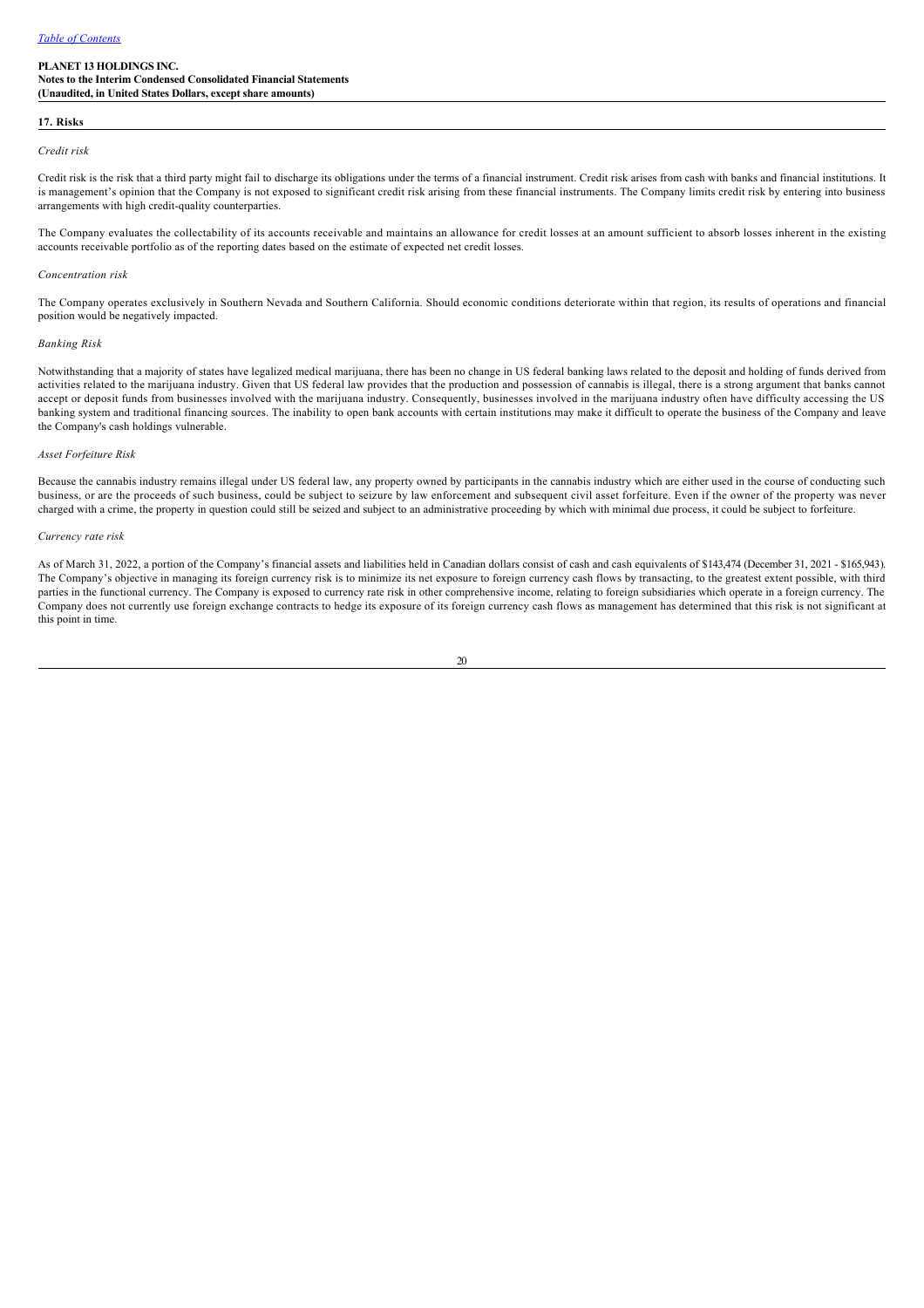[Table of Contents](#)

**PLANET 13 HOLDINGS INC.**
**Notes to the Interim Condensed Consolidated Financial Statements**
**(Unaudited, in United States Dollars, except share amounts)**

## 17. Risks

*Credit risk*

Credit risk is the risk that a third party might fail to discharge its obligations under the terms of a financial instrument. Credit risk arises from cash with banks and financial institutions. It is management's opinion that the Company is not exposed to significant credit risk arising from these financial instruments. The Company limits credit risk by entering into business arrangements with high credit-quality counterparties.

The Company evaluates the collectability of its accounts receivable and maintains an allowance for credit losses at an amount sufficient to absorb losses inherent in the existing accounts receivable portfolio as of the reporting dates based on the estimate of expected net credit losses.

*Concentration risk*

The Company operates exclusively in Southern Nevada and Southern California. Should economic conditions deteriorate within that region, its results of operations and financial position would be negatively impacted.

*Banking Risk*

Notwithstanding that a majority of states have legalized medical marijuana, there has been no change in US federal banking laws related to the deposit and holding of funds derived from activities related to the marijuana industry. Given that US federal law provides that the production and possession of cannabis is illegal, there is a strong argument that banks cannot accept or deposit funds from businesses involved with the marijuana industry. Consequently, businesses involved in the marijuana industry often have difficulty accessing the US banking system and traditional financing sources. The inability to open bank accounts with certain institutions may make it difficult to operate the business of the Company and leave the Company's cash holdings vulnerable.

*Asset Forfeiture Risk*

Because the cannabis industry remains illegal under US federal law, any property owned by participants in the cannabis industry which are either used in the course of conducting such business, or are the proceeds of such business, could be subject to seizure by law enforcement and subsequent civil asset forfeiture. Even if the owner of the property was never charged with a crime, the property in question could still be seized and subject to an administrative proceeding by which with minimal due process, it could be subject to forfeiture.

*Currency rate risk*

As of March 31, 2022, a portion of the Company's financial assets and liabilities held in Canadian dollars consist of cash and cash equivalents of $143,474 (December 31, 2021 - $165,943). The Company's objective in managing its foreign currency risk is to minimize its net exposure to foreign currency cash flows by transacting, to the greatest extent possible, with third parties in the functional currency. The Company is exposed to currency rate risk in other comprehensive income, relating to foreign subsidiaries which operate in a foreign currency. The Company does not currently use foreign exchange contracts to hedge its exposure of its foreign currency cash flows as management has determined that this risk is not significant at this point in time.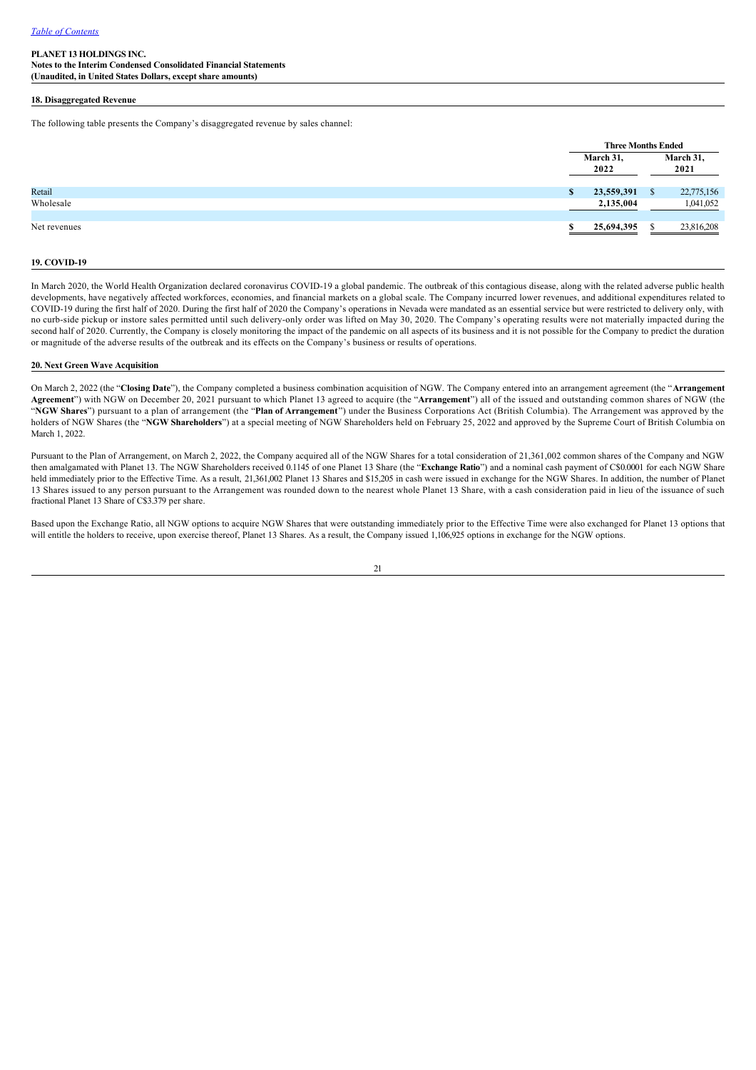**PLANET 13 HOLDINGS INC.**
**Notes to the Interim Condensed Consolidated Financial Statements**
**(Unaudited, in United States Dollars, except share amounts)**

## 18. Disaggregated Revenue

The following table presents the Company's disaggregated revenue by sales channel:

| | Three Months Ended | |
|---|---|---|
| | March 31, 2022 | March 31, 2021 |
| Retail | $ 23,559,391 | $ 22,775,156 |
| Wholesale | 2,135,004 | 1,041,052 |
| Net revenues | $ 25,694,395 | $ 23,816,208 |

## 19. COVID-19

In March 2020, the World Health Organization declared coronavirus COVID-19 a global pandemic. The outbreak of this contagious disease, along with the related adverse public health developments, have negatively affected workforces, economies, and financial markets on a global scale. The Company incurred lower revenues, and additional expenditures related to COVID-19 during the first half of 2020. During the first half of 2020 the Company's operations in Nevada were mandated as an essential service but were restricted to delivery only, with no curb-side pickup or instore sales permitted until such delivery-only order was lifted on May 30, 2020. The Company's operating results were not materially impacted during the second half of 2020. Currently, the Company is closely monitoring the impact of the pandemic on all aspects of its business and it is not possible for the Company to predict the duration or magnitude of the adverse results of the outbreak and its effects on the Company's business or results of operations.

## 20. Next Green Wave Acquisition

On March 2, 2022 (the "**Closing Date**"), the Company completed a business combination acquisition of NGW. The Company entered into an arrangement agreement (the "**Arrangement Agreement**") with NGW on December 20, 2021 pursuant to which Planet 13 agreed to acquire (the "**Arrangement**") all of the issued and outstanding common shares of NGW (the "**NGW Shares**") pursuant to a plan of arrangement (the "**Plan of Arrangement**") under the Business Corporations Act (British Columbia). The Arrangement was approved by the holders of NGW Shares (the "**NGW Shareholders**") at a special meeting of NGW Shareholders held on February 25, 2022 and approved by the Supreme Court of British Columbia on March 1, 2022.

Pursuant to the Plan of Arrangement, on March 2, 2022, the Company acquired all of the NGW Shares for a total consideration of 21,361,002 common shares of the Company and NGW then amalgamated with Planet 13. The NGW Shareholders received 0.1145 of one Planet 13 Share (the "**Exchange Ratio**") and a nominal cash payment of C$0.0001 for each NGW Share held immediately prior to the Effective Time. As a result, 21,361,002 Planet 13 Shares and $15,205 in cash were issued in exchange for the NGW Shares. In addition, the number of Planet 13 Shares issued to any person pursuant to the Arrangement was rounded down to the nearest whole Planet 13 Share, with a cash consideration paid in lieu of the issuance of such fractional Planet 13 Share of C$3.379 per share.

Based upon the Exchange Ratio, all NGW options to acquire NGW Shares that were outstanding immediately prior to the Effective Time were also exchanged for Planet 13 options that will entitle the holders to receive, upon exercise thereof, Planet 13 Shares. As a result, the Company issued 1,106,925 options in exchange for the NGW options.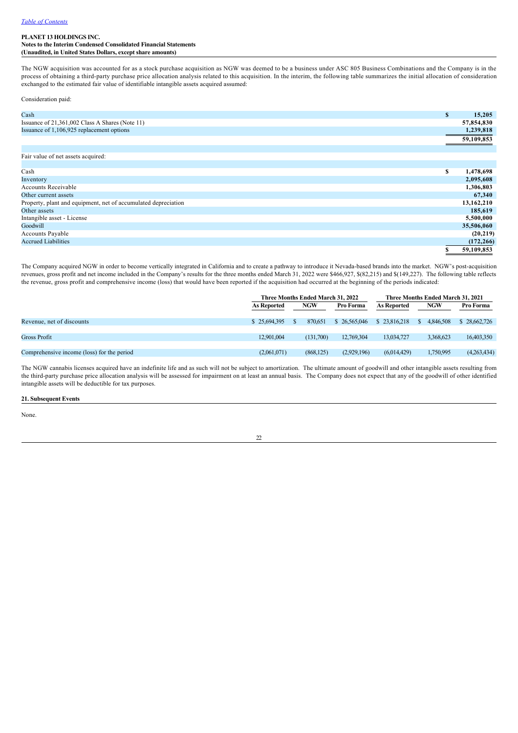The NGW acquisition was accounted for as a stock purchase acquisition as NGW was deemed to be a business under ASC 805 Business Combinations and the Company is in the process of obtaining a third-party purchase price allocation analysis related to this acquisition. In the interim, the following table summarizes the initial allocation of consideration exchanged to the estimated fair value of identifiable intangible assets acquired assumed:

Consideration paid:

| | |
|---|---|
| Cash | $ 15,205 |
| Issuance of 21,361,002 Class A Shares (Note 11) | 57,854,830 |
| Issuance of 1,106,925 replacement options | 1,239,818 |
| | 59,109,853 |

Fair value of net assets acquired:

| | |
|---|---|
| Cash | $ 1,478,698 |
| Inventory | 2,095,608 |
| Accounts Receivable | 1,306,803 |
| Other current assets | 67,340 |
| Property, plant and equipment, net of accumulated depreciation | 13,162,210 |
| Other assets | 185,619 |
| Intangible asset - License | 5,500,000 |
| Goodwill | 35,506,060 |
| Accounts Payable | (20,219) |
| Accrued Liabilities | (172,266) |
| | $ 59,109,853 |

The Company acquired NGW in order to become vertically integrated in California and to create a pathway to introduce it Nevada-based brands into the market. NGW's post-acquisition revenues, gross profit and net income included in the Company's results for the three months ended March 31, 2022 were $466,927, $(82,215) and $(149,227). The following table reflects the revenue, gross profit and comprehensive income (loss) that would have been reported if the acquisition had occurred at the beginning of the periods indicated:

| | Three Months Ended March 31, 2022 | | | Three Months Ended March 31, 2021 | | |
|---|---|---|---|---|---|---|
| | As Reported | NGW | Pro Forma | As Reported | NGW | Pro Forma |
| Revenue, net of discounts | $ 25,694,395 | $ 870,651 | $ 26,565,046 | $ 23,816,218 | $ 4,846,508 | $ 28,662,726 |
| Gross Profit | 12,901,004 | (131,700) | 12,769,304 | 13,034,727 | 3,368,623 | 16,403,350 |
| Comprehensive income (loss) for the period | (2,061,071) | (868,125) | (2,929,196) | (6,014,429) | 1,750,995 | (4,263,434) |

The NGW cannabis licenses acquired have an indefinite life and as such will not be subject to amortization. The ultimate amount of goodwill and other intangible assets resulting from the third-party purchase price allocation analysis will be assessed for impairment on at least an annual basis. The Company does not expect that any of the goodwill of other identified intangible assets will be deductible for tax purposes.

**21. Subsequent Events**

None.